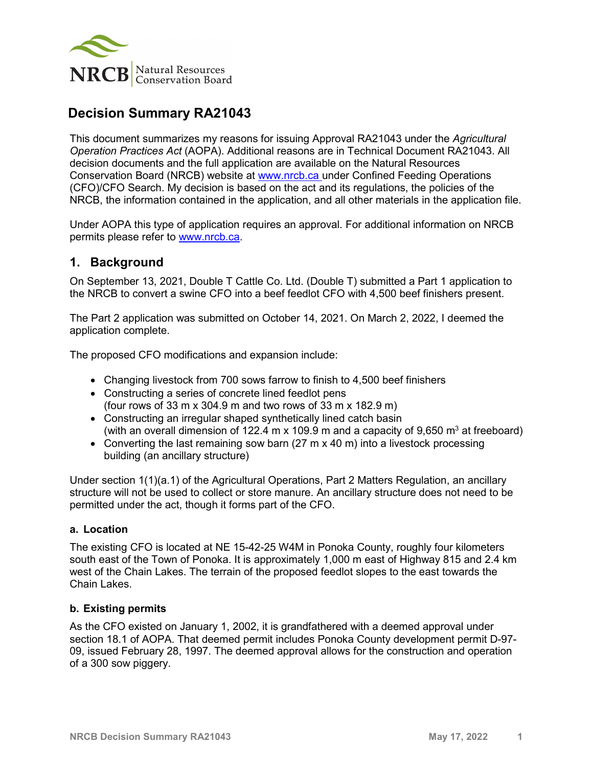# Decision Summary RA21043

This document summarizes my reasons for issuing Approval RA21043 under the *Agricultural Operation Practices Act* (AOPA). Additional reasons are in Technical Document RA21043. All decision documents and the full application are available on the Natural Resources Conservation Board (NRCB) website at www.nrcb.ca under Confined Feeding Operations (CFO)/CFO Search. My decision is based on the act and its regulations, the policies of the NRCB, the information contained in the application, and all other materials in the application file.

Under AOPA this type of application requires an approval. For additional information on NRCB permits please refer to www.nrcb.ca.

## 1. Background

On September 13, 2021, Double T Cattle Co. Ltd. (Double T) submitted a Part 1 application to the NRCB to convert a swine CFO into a beef feedlot CFO with 4,500 beef finishers present.

The Part 2 application was submitted on October 14, 2021. On March 2, 2022, I deemed the application complete.

The proposed CFO modifications and expansion include:

- Changing livestock from 700 sows farrow to finish to 4,500 beef finishers
- Constructing a series of concrete lined feedlot pens (four rows of 33 m x 304.9 m and two rows of 33 m x 182.9 m)
- Constructing an irregular shaped synthetically lined catch basin (with an overall dimension of 122.4 m x 109.9 m and a capacity of 9,650 m$^3$ at freeboard)
- Converting the last remaining sow barn (27 m x 40 m) into a livestock processing building (an ancillary structure)

Under section 1(1)(a.1) of the Agricultural Operations, Part 2 Matters Regulation, an ancillary structure will not be used to collect or store manure. An ancillary structure does not need to be permitted under the act, though it forms part of the CFO.

### a. Location

The existing CFO is located at NE 15-42-25 W4M in Ponoka County, roughly four kilometers south east of the Town of Ponoka. It is approximately 1,000 m east of Highway 815 and 2.4 km west of the Chain Lakes. The terrain of the proposed feedlot slopes to the east towards the Chain Lakes.

### b. Existing permits

As the CFO existed on January 1, 2002, it is grandfathered with a deemed approval under section 18.1 of AOPA. That deemed permit includes Ponoka County development permit D-97-09, issued February 28, 1997. The deemed approval allows for the construction and operation of a 300 sow piggery.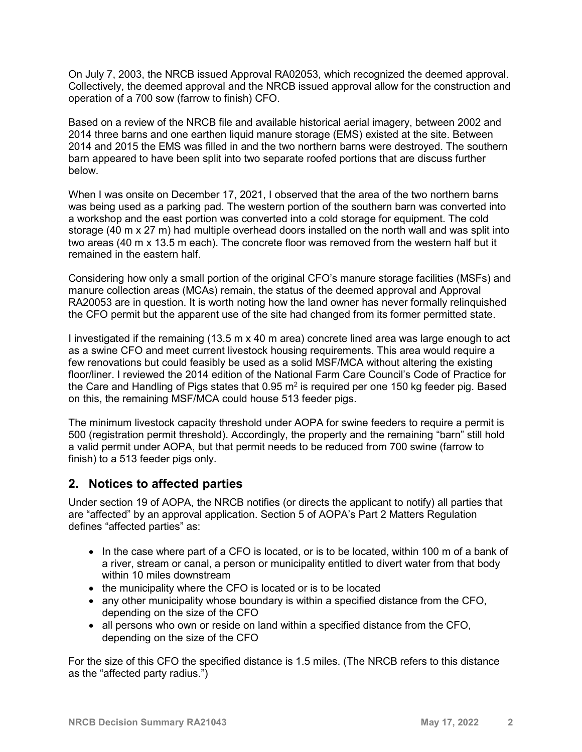On July 7, 2003, the NRCB issued Approval RA02053, which recognized the deemed approval. Collectively, the deemed approval and the NRCB issued approval allow for the construction and operation of a 700 sow (farrow to finish) CFO.

Based on a review of the NRCB file and available historical aerial imagery, between 2002 and 2014 three barns and one earthen liquid manure storage (EMS) existed at the site. Between 2014 and 2015 the EMS was filled in and the two northern barns were destroyed. The southern barn appeared to have been split into two separate roofed portions that are discuss further below.

When I was onsite on December 17, 2021, I observed that the area of the two northern barns was being used as a parking pad. The western portion of the southern barn was converted into a workshop and the east portion was converted into a cold storage for equipment. The cold storage (40 m x 27 m) had multiple overhead doors installed on the north wall and was split into two areas (40 m x 13.5 m each). The concrete floor was removed from the western half but it remained in the eastern half.

Considering how only a small portion of the original CFO's manure storage facilities (MSFs) and manure collection areas (MCAs) remain, the status of the deemed approval and Approval RA20053 are in question. It is worth noting how the land owner has never formally relinquished the CFO permit but the apparent use of the site had changed from its former permitted state.

I investigated if the remaining (13.5 m x 40 m area) concrete lined area was large enough to act as a swine CFO and meet current livestock housing requirements. This area would require a few renovations but could feasibly be used as a solid MSF/MCA without altering the existing floor/liner. I reviewed the 2014 edition of the National Farm Care Council's Code of Practice for the Care and Handling of Pigs states that 0.95 $m^2$ is required per one 150 kg feeder pig. Based on this, the remaining MSF/MCA could house 513 feeder pigs.

The minimum livestock capacity threshold under AOPA for swine feeders to require a permit is 500 (registration permit threshold). Accordingly, the property and the remaining "barn" still hold a valid permit under AOPA, but that permit needs to be reduced from 700 swine (farrow to finish) to a 513 feeder pigs only.

## 2. Notices to affected parties

Under section 19 of AOPA, the NRCB notifies (or directs the applicant to notify) all parties that are "affected" by an approval application. Section 5 of AOPA's Part 2 Matters Regulation defines "affected parties" as:

- In the case where part of a CFO is located, or is to be located, within 100 m of a bank of a river, stream or canal, a person or municipality entitled to divert water from that body within 10 miles downstream
- the municipality where the CFO is located or is to be located
- any other municipality whose boundary is within a specified distance from the CFO, depending on the size of the CFO
- all persons who own or reside on land within a specified distance from the CFO, depending on the size of the CFO

For the size of this CFO the specified distance is 1.5 miles. (The NRCB refers to this distance as the "affected party radius.")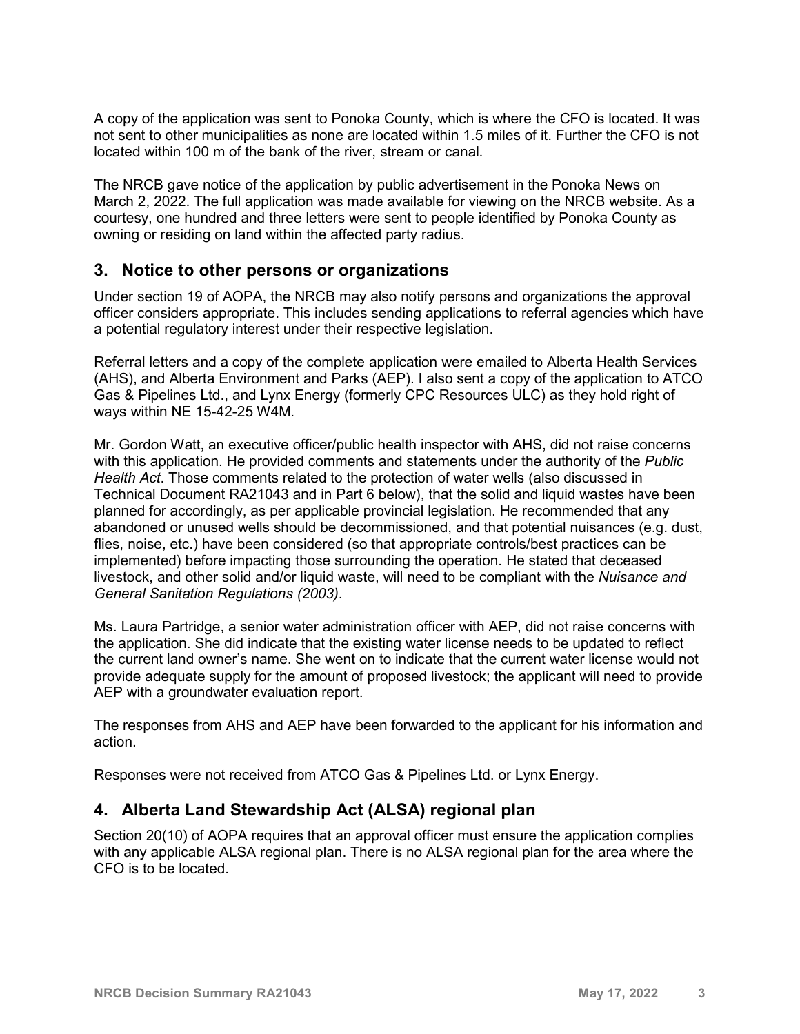A copy of the application was sent to Ponoka County, which is where the CFO is located. It was not sent to other municipalities as none are located within 1.5 miles of it. Further the CFO is not located within 100 m of the bank of the river, stream or canal.

The NRCB gave notice of the application by public advertisement in the Ponoka News on March 2, 2022. The full application was made available for viewing on the NRCB website. As a courtesy, one hundred and three letters were sent to people identified by Ponoka County as owning or residing on land within the affected party radius.

## 3. Notice to other persons or organizations

Under section 19 of AOPA, the NRCB may also notify persons and organizations the approval officer considers appropriate. This includes sending applications to referral agencies which have a potential regulatory interest under their respective legislation.

Referral letters and a copy of the complete application were emailed to Alberta Health Services (AHS), and Alberta Environment and Parks (AEP). I also sent a copy of the application to ATCO Gas & Pipelines Ltd., and Lynx Energy (formerly CPC Resources ULC) as they hold right of ways within NE 15-42-25 W4M.

Mr. Gordon Watt, an executive officer/public health inspector with AHS, did not raise concerns with this application. He provided comments and statements under the authority of the *Public Health Act*. Those comments related to the protection of water wells (also discussed in Technical Document RA21043 and in Part 6 below), that the solid and liquid wastes have been planned for accordingly, as per applicable provincial legislation. He recommended that any abandoned or unused wells should be decommissioned, and that potential nuisances (e.g. dust, flies, noise, etc.) have been considered (so that appropriate controls/best practices can be implemented) before impacting those surrounding the operation. He stated that deceased livestock, and other solid and/or liquid waste, will need to be compliant with the *Nuisance and General Sanitation Regulations (2003)*.

Ms. Laura Partridge, a senior water administration officer with AEP, did not raise concerns with the application. She did indicate that the existing water license needs to be updated to reflect the current land owner's name. She went on to indicate that the current water license would not provide adequate supply for the amount of proposed livestock; the applicant will need to provide AEP with a groundwater evaluation report.

The responses from AHS and AEP have been forwarded to the applicant for his information and action.

Responses were not received from ATCO Gas & Pipelines Ltd. or Lynx Energy.

## 4. Alberta Land Stewardship Act (ALSA) regional plan

Section 20(10) of AOPA requires that an approval officer must ensure the application complies with any applicable ALSA regional plan. There is no ALSA regional plan for the area where the CFO is to be located.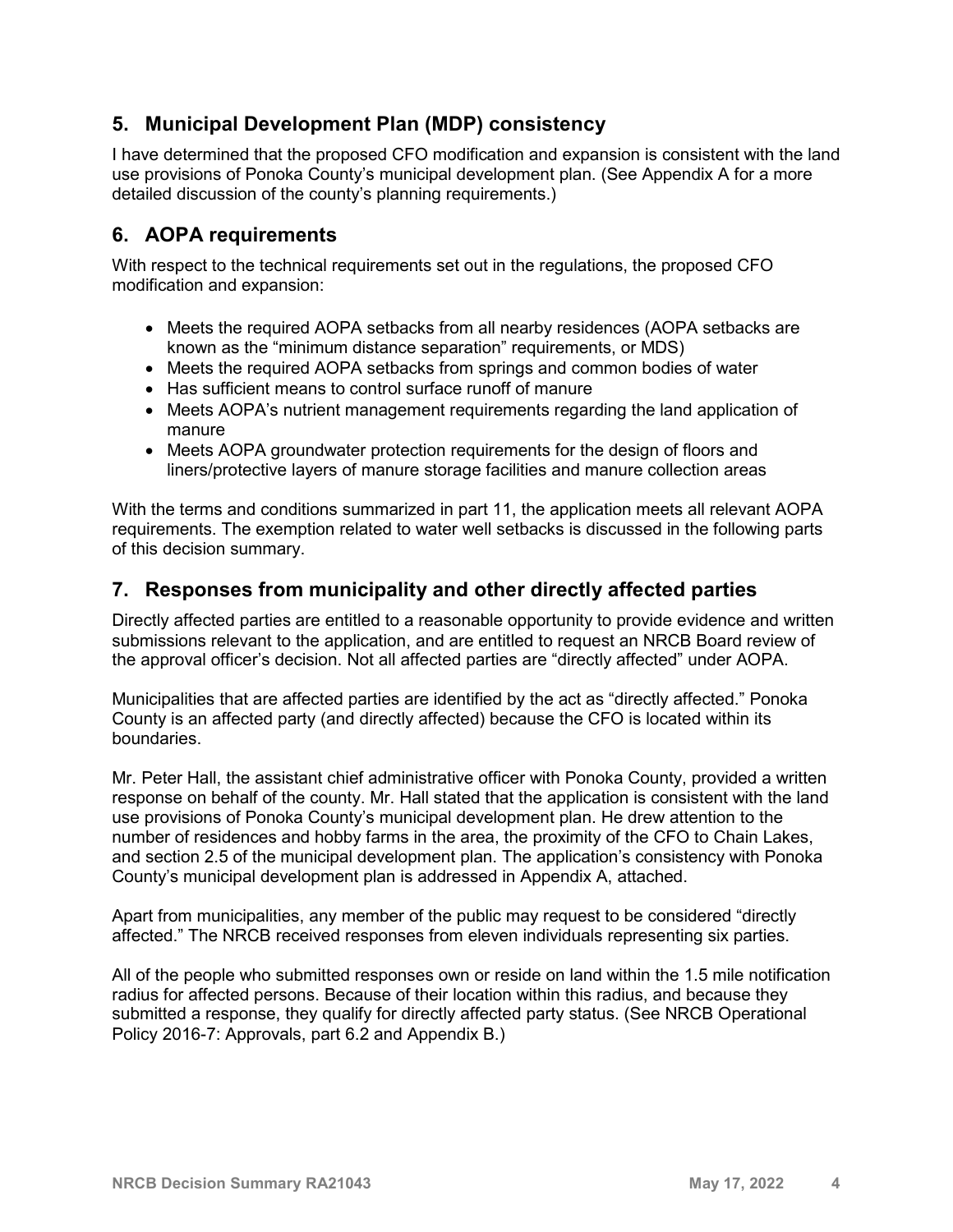## 5. Municipal Development Plan (MDP) consistency

I have determined that the proposed CFO modification and expansion is consistent with the land use provisions of Ponoka County's municipal development plan. (See Appendix A for a more detailed discussion of the county's planning requirements.)

## 6. AOPA requirements

With respect to the technical requirements set out in the regulations, the proposed CFO modification and expansion:

- Meets the required AOPA setbacks from all nearby residences (AOPA setbacks are known as the "minimum distance separation" requirements, or MDS)
- Meets the required AOPA setbacks from springs and common bodies of water
- Has sufficient means to control surface runoff of manure
- Meets AOPA's nutrient management requirements regarding the land application of manure
- Meets AOPA groundwater protection requirements for the design of floors and liners/protective layers of manure storage facilities and manure collection areas

With the terms and conditions summarized in part 11, the application meets all relevant AOPA requirements. The exemption related to water well setbacks is discussed in the following parts of this decision summary.

## 7. Responses from municipality and other directly affected parties

Directly affected parties are entitled to a reasonable opportunity to provide evidence and written submissions relevant to the application, and are entitled to request an NRCB Board review of the approval officer's decision. Not all affected parties are "directly affected" under AOPA.

Municipalities that are affected parties are identified by the act as "directly affected." Ponoka County is an affected party (and directly affected) because the CFO is located within its boundaries.

Mr. Peter Hall, the assistant chief administrative officer with Ponoka County, provided a written response on behalf of the county. Mr. Hall stated that the application is consistent with the land use provisions of Ponoka County's municipal development plan. He drew attention to the number of residences and hobby farms in the area, the proximity of the CFO to Chain Lakes, and section 2.5 of the municipal development plan. The application's consistency with Ponoka County's municipal development plan is addressed in Appendix A, attached.

Apart from municipalities, any member of the public may request to be considered "directly affected." The NRCB received responses from eleven individuals representing six parties.

All of the people who submitted responses own or reside on land within the 1.5 mile notification radius for affected persons. Because of their location within this radius, and because they submitted a response, they qualify for directly affected party status. (See NRCB Operational Policy 2016-7: Approvals, part 6.2 and Appendix B.)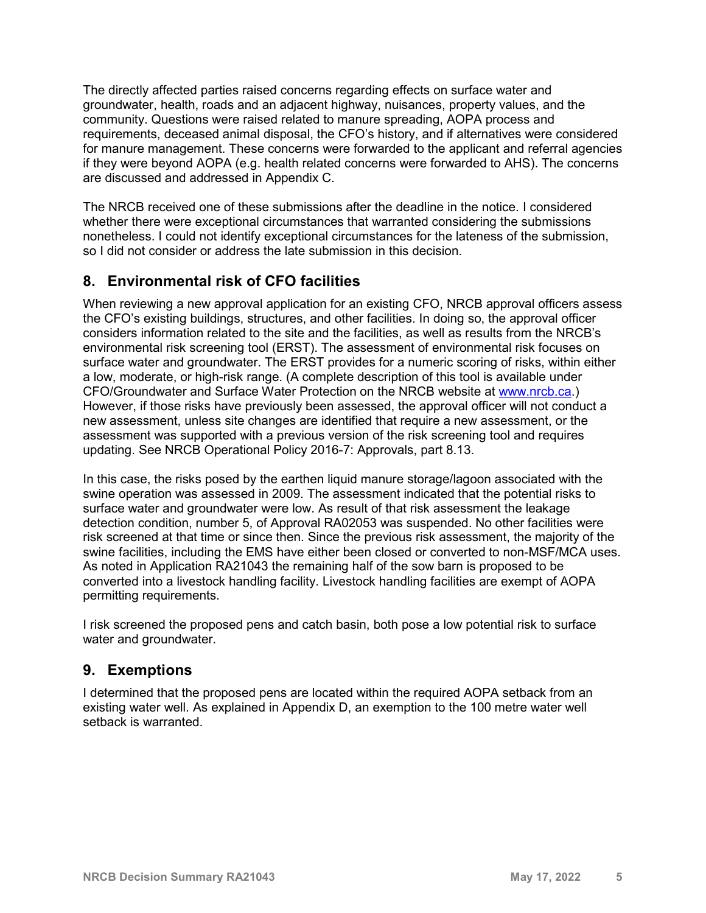The directly affected parties raised concerns regarding effects on surface water and groundwater, health, roads and an adjacent highway, nuisances, property values, and the community. Questions were raised related to manure spreading, AOPA process and requirements, deceased animal disposal, the CFO's history, and if alternatives were considered for manure management. These concerns were forwarded to the applicant and referral agencies if they were beyond AOPA (e.g. health related concerns were forwarded to AHS). The concerns are discussed and addressed in Appendix C.

The NRCB received one of these submissions after the deadline in the notice. I considered whether there were exceptional circumstances that warranted considering the submissions nonetheless. I could not identify exceptional circumstances for the lateness of the submission, so I did not consider or address the late submission in this decision.

## 8. Environmental risk of CFO facilities

When reviewing a new approval application for an existing CFO, NRCB approval officers assess the CFO's existing buildings, structures, and other facilities. In doing so, the approval officer considers information related to the site and the facilities, as well as results from the NRCB's environmental risk screening tool (ERST). The assessment of environmental risk focuses on surface water and groundwater. The ERST provides for a numeric scoring of risks, within either a low, moderate, or high-risk range. (A complete description of this tool is available under CFO/Groundwater and Surface Water Protection on the NRCB website at www.nrcb.ca.) However, if those risks have previously been assessed, the approval officer will not conduct a new assessment, unless site changes are identified that require a new assessment, or the assessment was supported with a previous version of the risk screening tool and requires updating. See NRCB Operational Policy 2016-7: Approvals, part 8.13.

In this case, the risks posed by the earthen liquid manure storage/lagoon associated with the swine operation was assessed in 2009. The assessment indicated that the potential risks to surface water and groundwater were low. As result of that risk assessment the leakage detection condition, number 5, of Approval RA02053 was suspended. No other facilities were risk screened at that time or since then. Since the previous risk assessment, the majority of the swine facilities, including the EMS have either been closed or converted to non-MSF/MCA uses. As noted in Application RA21043 the remaining half of the sow barn is proposed to be converted into a livestock handling facility. Livestock handling facilities are exempt of AOPA permitting requirements.

I risk screened the proposed pens and catch basin, both pose a low potential risk to surface water and groundwater.

## 9. Exemptions

I determined that the proposed pens are located within the required AOPA setback from an existing water well. As explained in Appendix D, an exemption to the 100 metre water well setback is warranted.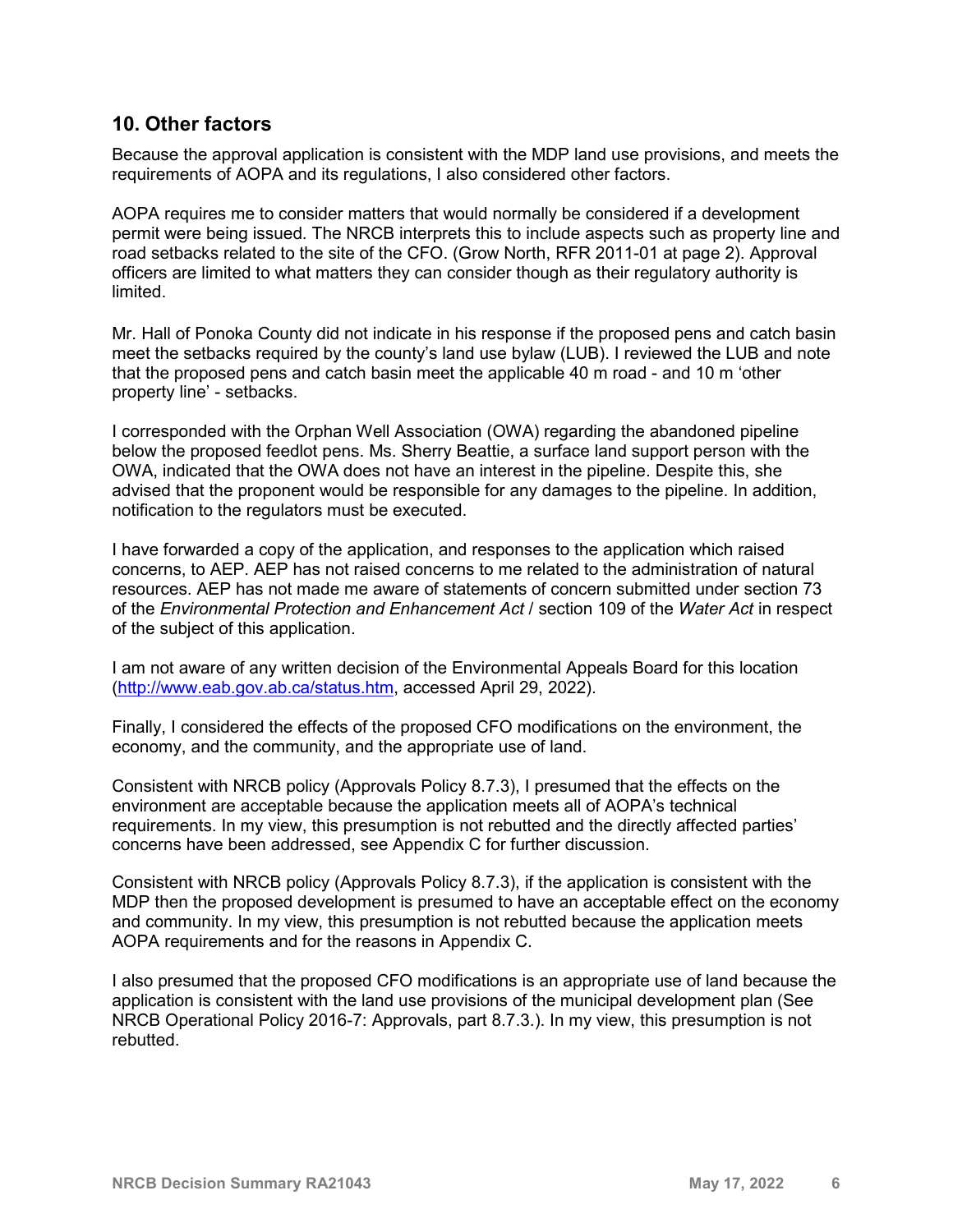## 10. Other factors

Because the approval application is consistent with the MDP land use provisions, and meets the requirements of AOPA and its regulations, I also considered other factors.

AOPA requires me to consider matters that would normally be considered if a development permit were being issued. The NRCB interprets this to include aspects such as property line and road setbacks related to the site of the CFO. (Grow North, RFR 2011-01 at page 2). Approval officers are limited to what matters they can consider though as their regulatory authority is limited.

Mr. Hall of Ponoka County did not indicate in his response if the proposed pens and catch basin meet the setbacks required by the county's land use bylaw (LUB). I reviewed the LUB and note that the proposed pens and catch basin meet the applicable 40 m road - and 10 m 'other property line' - setbacks.

I corresponded with the Orphan Well Association (OWA) regarding the abandoned pipeline below the proposed feedlot pens. Ms. Sherry Beattie, a surface land support person with the OWA, indicated that the OWA does not have an interest in the pipeline. Despite this, she advised that the proponent would be responsible for any damages to the pipeline. In addition, notification to the regulators must be executed.

I have forwarded a copy of the application, and responses to the application which raised concerns, to AEP. AEP has not raised concerns to me related to the administration of natural resources. AEP has not made me aware of statements of concern submitted under section 73 of the *Environmental Protection and Enhancement Act* / section 109 of the *Water Act* in respect of the subject of this application.

I am not aware of any written decision of the Environmental Appeals Board for this location (http://www.eab.gov.ab.ca/status.htm, accessed April 29, 2022).

Finally, I considered the effects of the proposed CFO modifications on the environment, the economy, and the community, and the appropriate use of land.

Consistent with NRCB policy (Approvals Policy 8.7.3), I presumed that the effects on the environment are acceptable because the application meets all of AOPA's technical requirements. In my view, this presumption is not rebutted and the directly affected parties' concerns have been addressed, see Appendix C for further discussion.

Consistent with NRCB policy (Approvals Policy 8.7.3), if the application is consistent with the MDP then the proposed development is presumed to have an acceptable effect on the economy and community. In my view, this presumption is not rebutted because the application meets AOPA requirements and for the reasons in Appendix C.

I also presumed that the proposed CFO modifications is an appropriate use of land because the application is consistent with the land use provisions of the municipal development plan (See NRCB Operational Policy 2016-7: Approvals, part 8.7.3.). In my view, this presumption is not rebutted.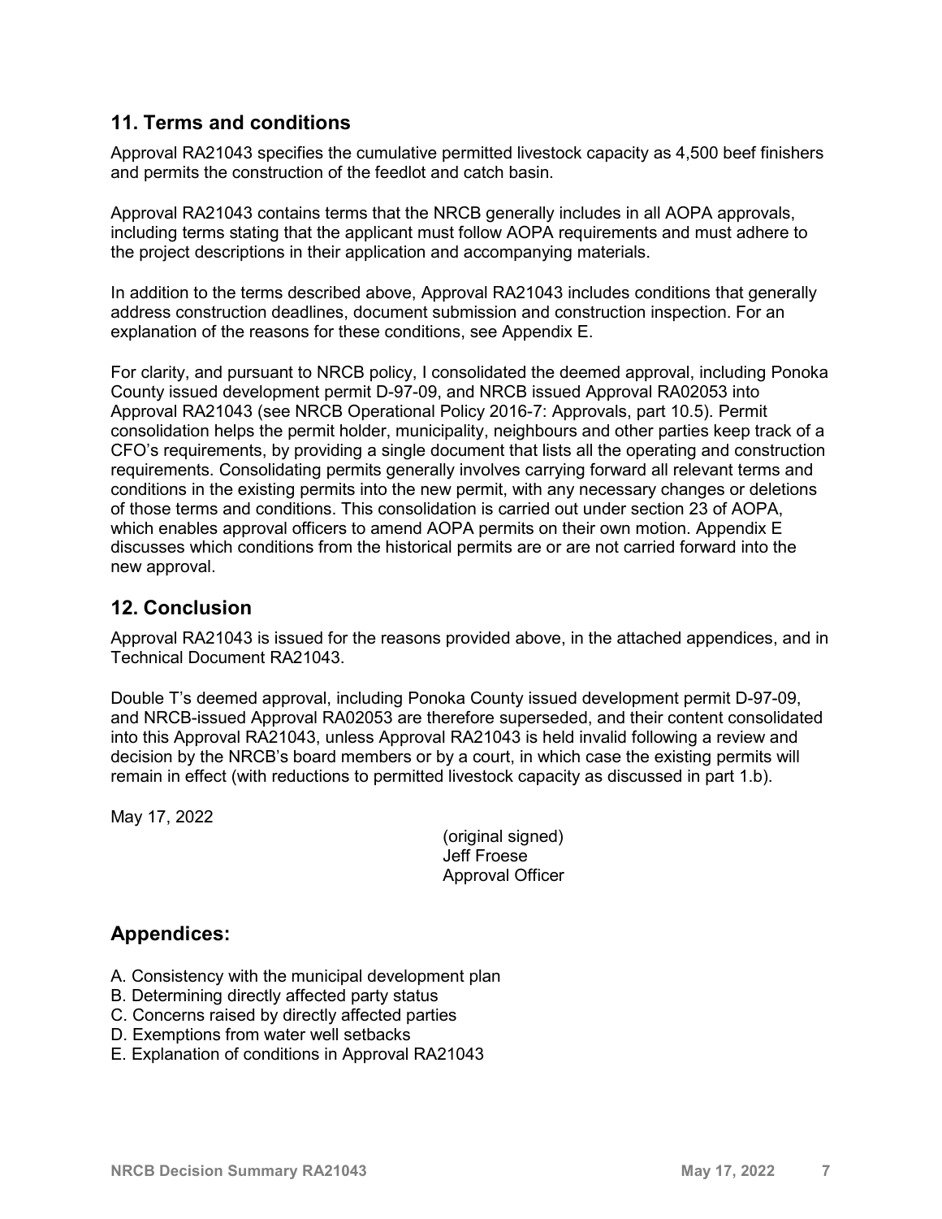## 11. Terms and conditions

Approval RA21043 specifies the cumulative permitted livestock capacity as 4,500 beef finishers and permits the construction of the feedlot and catch basin.

Approval RA21043 contains terms that the NRCB generally includes in all AOPA approvals, including terms stating that the applicant must follow AOPA requirements and must adhere to the project descriptions in their application and accompanying materials.

In addition to the terms described above, Approval RA21043 includes conditions that generally address construction deadlines, document submission and construction inspection. For an explanation of the reasons for these conditions, see Appendix E.

For clarity, and pursuant to NRCB policy, I consolidated the deemed approval, including Ponoka County issued development permit D-97-09, and NRCB issued Approval RA02053 into Approval RA21043 (see NRCB Operational Policy 2016-7: Approvals, part 10.5). Permit consolidation helps the permit holder, municipality, neighbours and other parties keep track of a CFO's requirements, by providing a single document that lists all the operating and construction requirements. Consolidating permits generally involves carrying forward all relevant terms and conditions in the existing permits into the new permit, with any necessary changes or deletions of those terms and conditions. This consolidation is carried out under section 23 of AOPA, which enables approval officers to amend AOPA permits on their own motion. Appendix E discusses which conditions from the historical permits are or are not carried forward into the new approval.

## 12. Conclusion

Approval RA21043 is issued for the reasons provided above, in the attached appendices, and in Technical Document RA21043.

Double T's deemed approval, including Ponoka County issued development permit D-97-09, and NRCB-issued Approval RA02053 are therefore superseded, and their content consolidated into this Approval RA21043, unless Approval RA21043 is held invalid following a review and decision by the NRCB's board members or by a court, in which case the existing permits will remain in effect (with reductions to permitted livestock capacity as discussed in part 1.b).

May 17, 2022

(original signed)
Jeff Froese
Approval Officer

## Appendices:

A. Consistency with the municipal development plan
B. Determining directly affected party status
C. Concerns raised by directly affected parties
D. Exemptions from water well setbacks
E. Explanation of conditions in Approval RA21043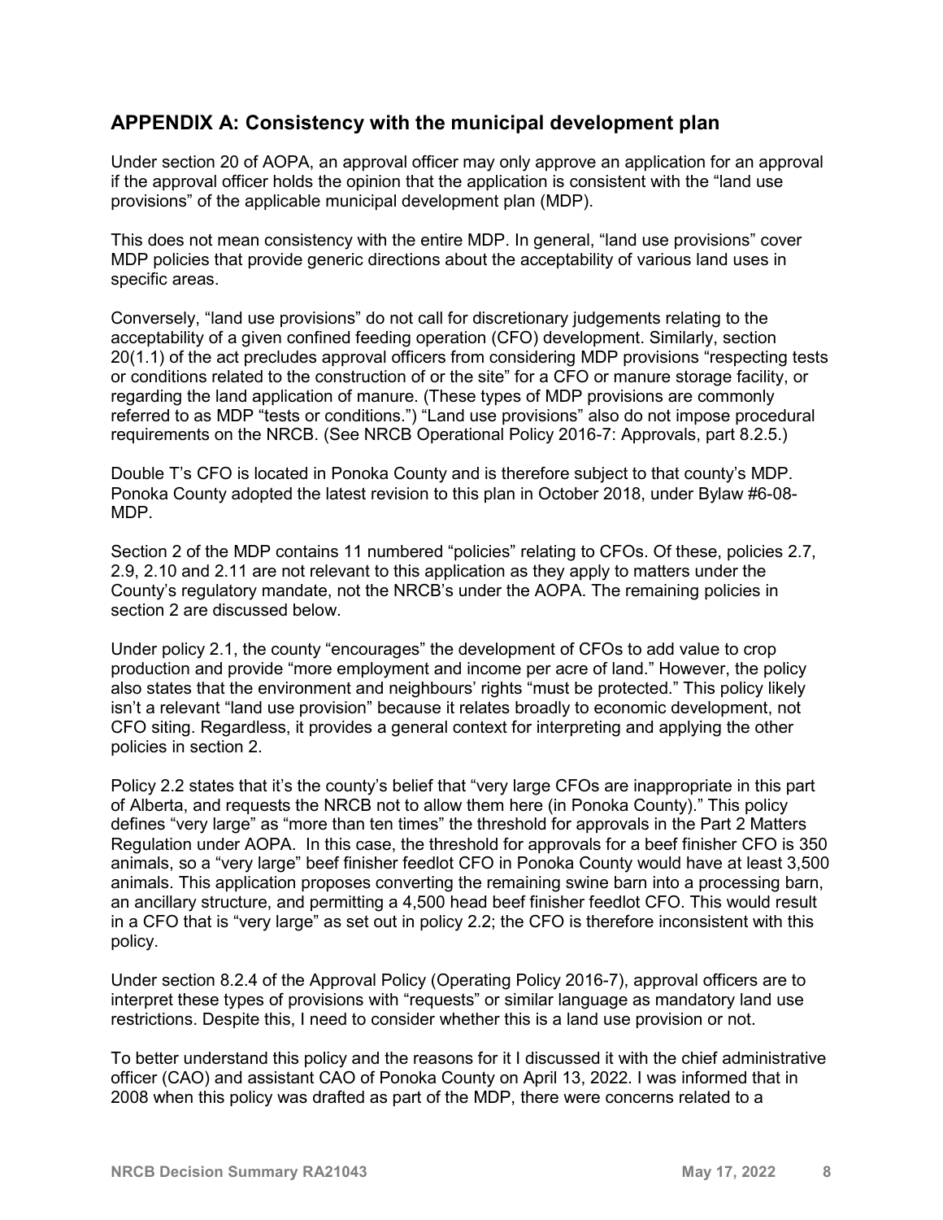## APPENDIX A: Consistency with the municipal development plan

Under section 20 of AOPA, an approval officer may only approve an application for an approval if the approval officer holds the opinion that the application is consistent with the "land use provisions" of the applicable municipal development plan (MDP).

This does not mean consistency with the entire MDP. In general, "land use provisions" cover MDP policies that provide generic directions about the acceptability of various land uses in specific areas.

Conversely, "land use provisions" do not call for discretionary judgements relating to the acceptability of a given confined feeding operation (CFO) development. Similarly, section 20(1.1) of the act precludes approval officers from considering MDP provisions "respecting tests or conditions related to the construction of or the site" for a CFO or manure storage facility, or regarding the land application of manure. (These types of MDP provisions are commonly referred to as MDP "tests or conditions.") "Land use provisions" also do not impose procedural requirements on the NRCB. (See NRCB Operational Policy 2016-7: Approvals, part 8.2.5.)

Double T's CFO is located in Ponoka County and is therefore subject to that county's MDP. Ponoka County adopted the latest revision to this plan in October 2018, under Bylaw #6-08-MDP.

Section 2 of the MDP contains 11 numbered "policies" relating to CFOs. Of these, policies 2.7, 2.9, 2.10 and 2.11 are not relevant to this application as they apply to matters under the County's regulatory mandate, not the NRCB's under the AOPA. The remaining policies in section 2 are discussed below.

Under policy 2.1, the county "encourages" the development of CFOs to add value to crop production and provide "more employment and income per acre of land." However, the policy also states that the environment and neighbours' rights "must be protected." This policy likely isn't a relevant "land use provision" because it relates broadly to economic development, not CFO siting. Regardless, it provides a general context for interpreting and applying the other policies in section 2.

Policy 2.2 states that it's the county's belief that "very large CFOs are inappropriate in this part of Alberta, and requests the NRCB not to allow them here (in Ponoka County)." This policy defines "very large" as "more than ten times" the threshold for approvals in the Part 2 Matters Regulation under AOPA. In this case, the threshold for approvals for a beef finisher CFO is 350 animals, so a "very large" beef finisher feedlot CFO in Ponoka County would have at least 3,500 animals. This application proposes converting the remaining swine barn into a processing barn, an ancillary structure, and permitting a 4,500 head beef finisher feedlot CFO. This would result in a CFO that is "very large" as set out in policy 2.2; the CFO is therefore inconsistent with this policy.

Under section 8.2.4 of the Approval Policy (Operating Policy 2016-7), approval officers are to interpret these types of provisions with "requests" or similar language as mandatory land use restrictions. Despite this, I need to consider whether this is a land use provision or not.

To better understand this policy and the reasons for it I discussed it with the chief administrative officer (CAO) and assistant CAO of Ponoka County on April 13, 2022. I was informed that in 2008 when this policy was drafted as part of the MDP, there were concerns related to a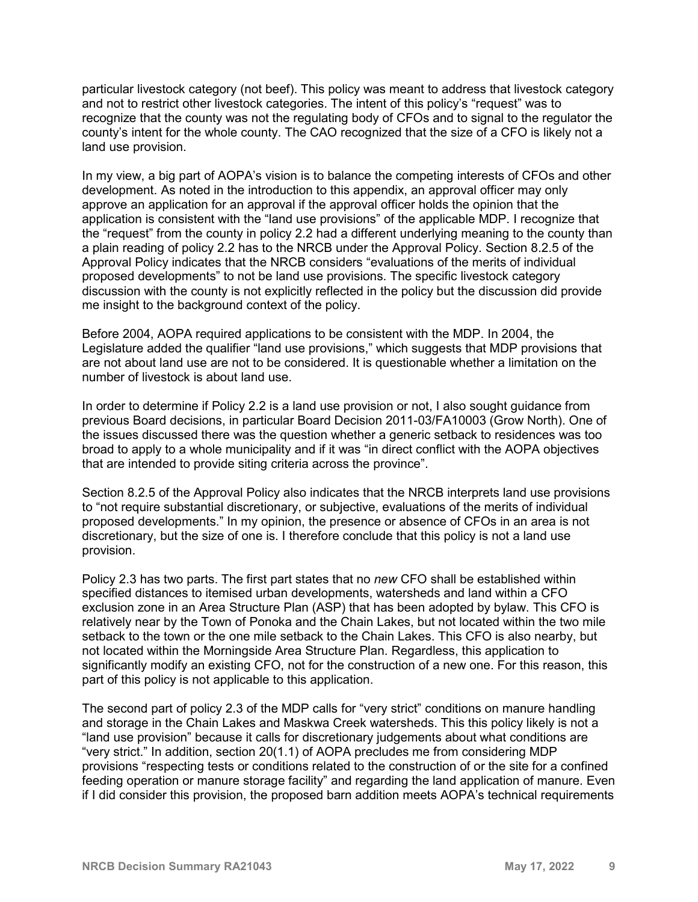particular livestock category (not beef). This policy was meant to address that livestock category and not to restrict other livestock categories. The intent of this policy's "request" was to recognize that the county was not the regulating body of CFOs and to signal to the regulator the county's intent for the whole county. The CAO recognized that the size of a CFO is likely not a land use provision.

In my view, a big part of AOPA's vision is to balance the competing interests of CFOs and other development. As noted in the introduction to this appendix, an approval officer may only approve an application for an approval if the approval officer holds the opinion that the application is consistent with the "land use provisions" of the applicable MDP. I recognize that the "request" from the county in policy 2.2 had a different underlying meaning to the county than a plain reading of policy 2.2 has to the NRCB under the Approval Policy. Section 8.2.5 of the Approval Policy indicates that the NRCB considers "evaluations of the merits of individual proposed developments" to not be land use provisions. The specific livestock category discussion with the county is not explicitly reflected in the policy but the discussion did provide me insight to the background context of the policy.

Before 2004, AOPA required applications to be consistent with the MDP. In 2004, the Legislature added the qualifier "land use provisions," which suggests that MDP provisions that are not about land use are not to be considered. It is questionable whether a limitation on the number of livestock is about land use.

In order to determine if Policy 2.2 is a land use provision or not, I also sought guidance from previous Board decisions, in particular Board Decision 2011-03/FA10003 (Grow North). One of the issues discussed there was the question whether a generic setback to residences was too broad to apply to a whole municipality and if it was "in direct conflict with the AOPA objectives that are intended to provide siting criteria across the province".

Section 8.2.5 of the Approval Policy also indicates that the NRCB interprets land use provisions to "not require substantial discretionary, or subjective, evaluations of the merits of individual proposed developments." In my opinion, the presence or absence of CFOs in an area is not discretionary, but the size of one is. I therefore conclude that this policy is not a land use provision.

Policy 2.3 has two parts. The first part states that no *new* CFO shall be established within specified distances to itemised urban developments, watersheds and land within a CFO exclusion zone in an Area Structure Plan (ASP) that has been adopted by bylaw. This CFO is relatively near by the Town of Ponoka and the Chain Lakes, but not located within the two mile setback to the town or the one mile setback to the Chain Lakes. This CFO is also nearby, but not located within the Morningside Area Structure Plan. Regardless, this application to significantly modify an existing CFO, not for the construction of a new one. For this reason, this part of this policy is not applicable to this application.

The second part of policy 2.3 of the MDP calls for "very strict" conditions on manure handling and storage in the Chain Lakes and Maskwa Creek watersheds. This this policy likely is not a "land use provision" because it calls for discretionary judgements about what conditions are "very strict." In addition, section 20(1.1) of AOPA precludes me from considering MDP provisions "respecting tests or conditions related to the construction of or the site for a confined feeding operation or manure storage facility" and regarding the land application of manure. Even if I did consider this provision, the proposed barn addition meets AOPA's technical requirements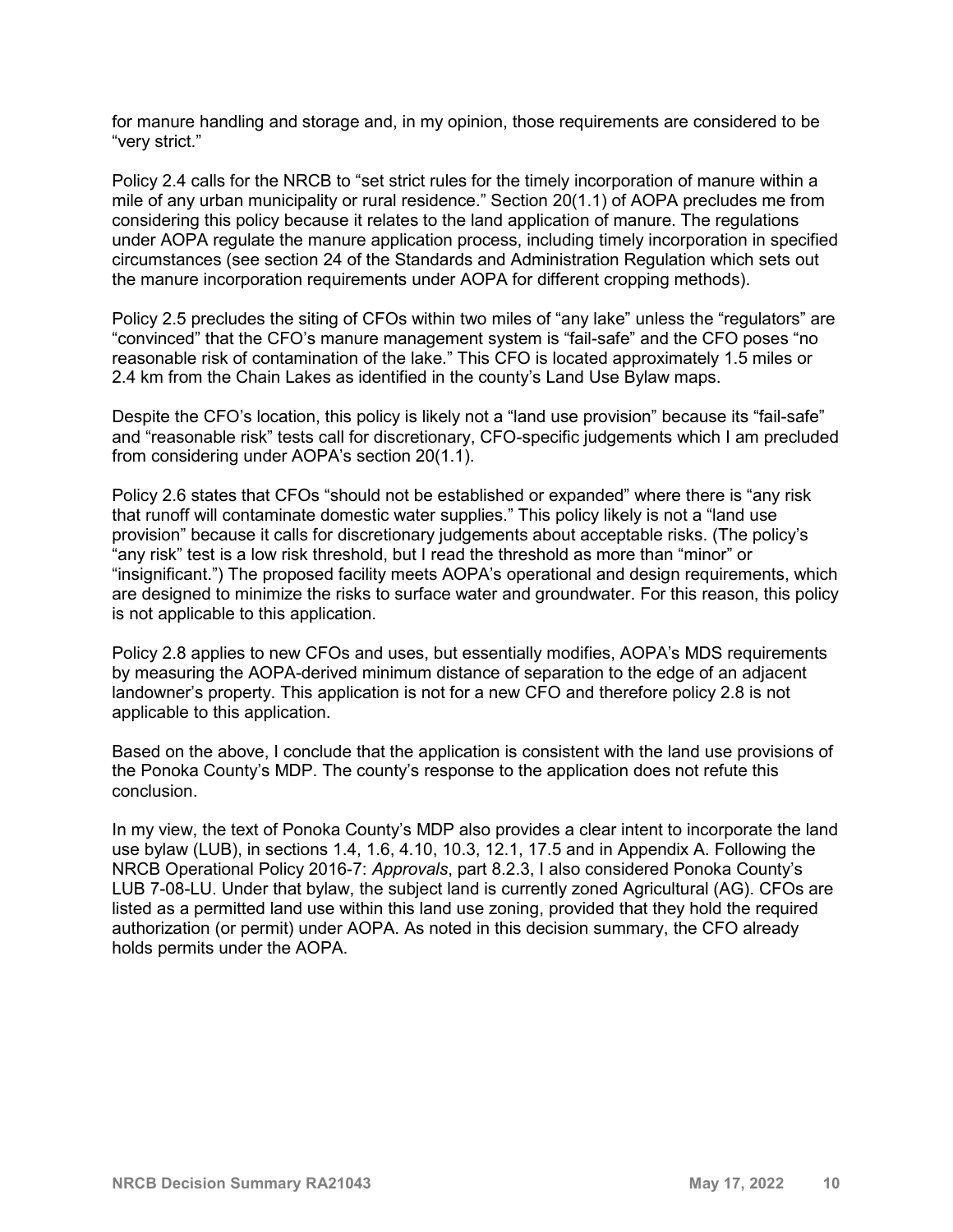for manure handling and storage and, in my opinion, those requirements are considered to be "very strict."

Policy 2.4 calls for the NRCB to "set strict rules for the timely incorporation of manure within a mile of any urban municipality or rural residence." Section 20(1.1) of AOPA precludes me from considering this policy because it relates to the land application of manure. The regulations under AOPA regulate the manure application process, including timely incorporation in specified circumstances (see section 24 of the Standards and Administration Regulation which sets out the manure incorporation requirements under AOPA for different cropping methods).

Policy 2.5 precludes the siting of CFOs within two miles of "any lake" unless the "regulators" are "convinced" that the CFO's manure management system is "fail-safe" and the CFO poses "no reasonable risk of contamination of the lake." This CFO is located approximately 1.5 miles or 2.4 km from the Chain Lakes as identified in the county's Land Use Bylaw maps.

Despite the CFO's location, this policy is likely not a "land use provision" because its "fail-safe" and "reasonable risk" tests call for discretionary, CFO-specific judgements which I am precluded from considering under AOPA's section 20(1.1).

Policy 2.6 states that CFOs "should not be established or expanded" where there is "any risk that runoff will contaminate domestic water supplies." This policy likely is not a "land use provision" because it calls for discretionary judgements about acceptable risks. (The policy's "any risk" test is a low risk threshold, but I read the threshold as more than "minor" or "insignificant.") The proposed facility meets AOPA's operational and design requirements, which are designed to minimize the risks to surface water and groundwater. For this reason, this policy is not applicable to this application.

Policy 2.8 applies to new CFOs and uses, but essentially modifies, AOPA's MDS requirements by measuring the AOPA-derived minimum distance of separation to the edge of an adjacent landowner's property. This application is not for a new CFO and therefore policy 2.8 is not applicable to this application.

Based on the above, I conclude that the application is consistent with the land use provisions of the Ponoka County's MDP. The county's response to the application does not refute this conclusion.

In my view, the text of Ponoka County's MDP also provides a clear intent to incorporate the land use bylaw (LUB), in sections 1.4, 1.6, 4.10, 10.3, 12.1, 17.5 and in Appendix A. Following the NRCB Operational Policy 2016-7: *Approvals*, part 8.2.3, I also considered Ponoka County's LUB 7-08-LU. Under that bylaw, the subject land is currently zoned Agricultural (AG). CFOs are listed as a permitted land use within this land use zoning, provided that they hold the required authorization (or permit) under AOPA. As noted in this decision summary, the CFO already holds permits under the AOPA.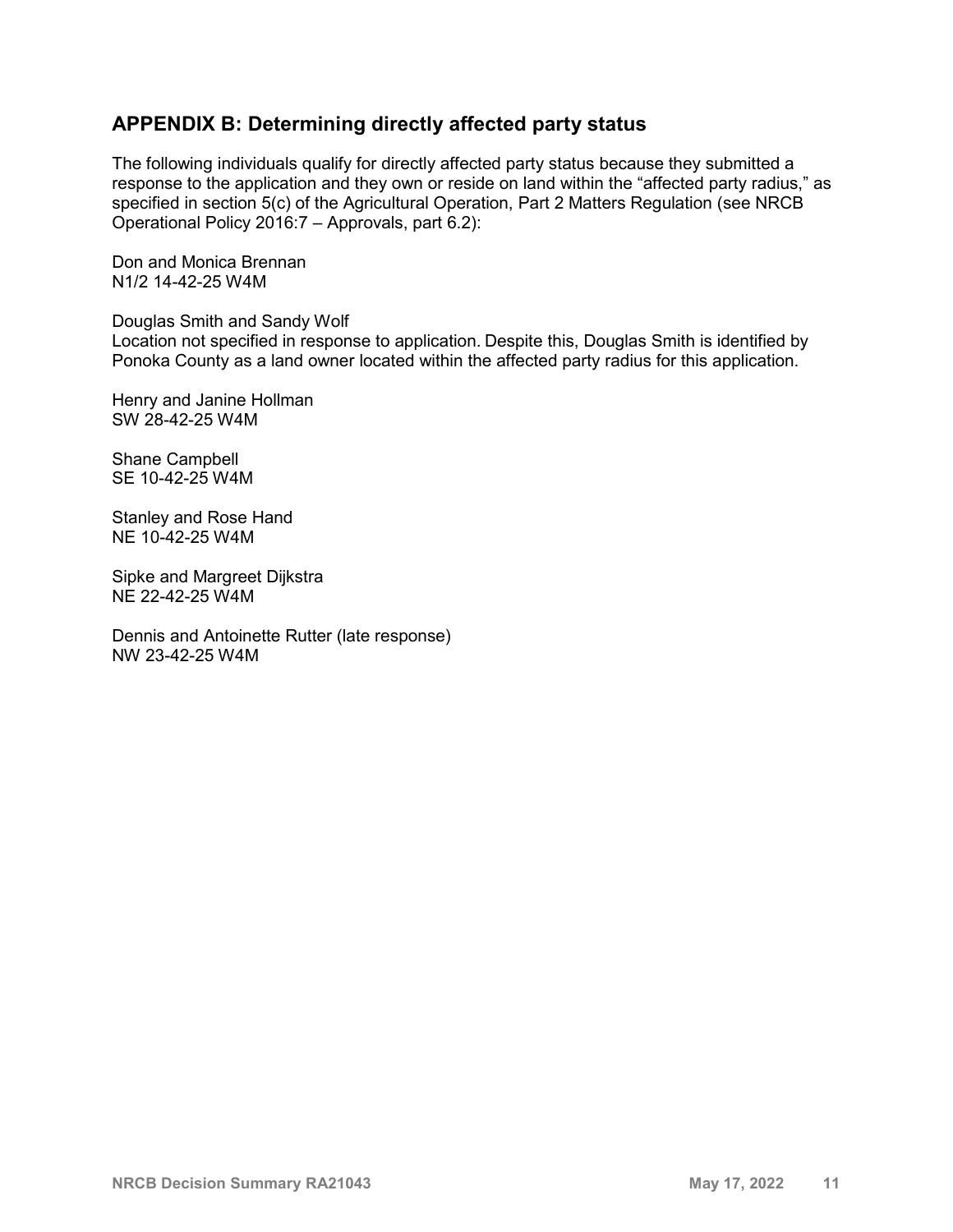## APPENDIX B: Determining directly affected party status

The following individuals qualify for directly affected party status because they submitted a response to the application and they own or reside on land within the "affected party radius," as specified in section 5(c) of the Agricultural Operation, Part 2 Matters Regulation (see NRCB Operational Policy 2016:7 – Approvals, part 6.2):

Don and Monica Brennan
N1/2 14-42-25 W4M

Douglas Smith and Sandy Wolf
Location not specified in response to application. Despite this, Douglas Smith is identified by Ponoka County as a land owner located within the affected party radius for this application.

Henry and Janine Hollman
SW 28-42-25 W4M

Shane Campbell
SE 10-42-25 W4M

Stanley and Rose Hand
NE 10-42-25 W4M

Sipke and Margreet Dijkstra
NE 22-42-25 W4M

Dennis and Antoinette Rutter (late response)
NW 23-42-25 W4M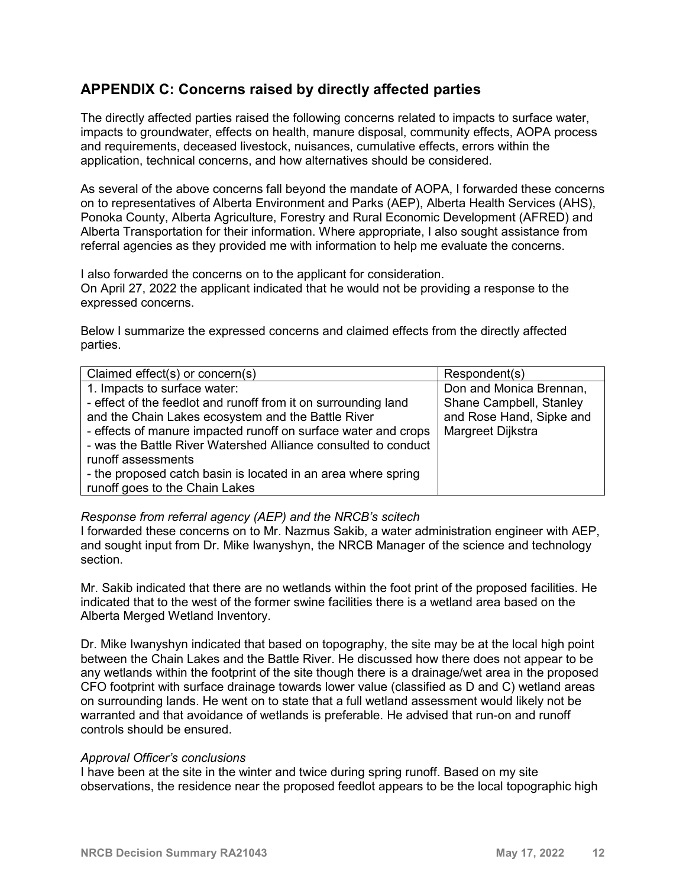## APPENDIX C: Concerns raised by directly affected parties

The directly affected parties raised the following concerns related to impacts to surface water, impacts to groundwater, effects on health, manure disposal, community effects, AOPA process and requirements, deceased livestock, nuisances, cumulative effects, errors within the application, technical concerns, and how alternatives should be considered.

As several of the above concerns fall beyond the mandate of AOPA, I forwarded these concerns on to representatives of Alberta Environment and Parks (AEP), Alberta Health Services (AHS), Ponoka County, Alberta Agriculture, Forestry and Rural Economic Development (AFRED) and Alberta Transportation for their information. Where appropriate, I also sought assistance from referral agencies as they provided me with information to help me evaluate the concerns.

I also forwarded the concerns on to the applicant for consideration.
On April 27, 2022 the applicant indicated that he would not be providing a response to the expressed concerns.

Below I summarize the expressed concerns and claimed effects from the directly affected parties.

| Claimed effect(s) or concern(s) | Respondent(s) |
|---|---|
| 1. Impacts to surface water:<br>- effect of the feedlot and runoff from it on surrounding land and the Chain Lakes ecosystem and the Battle River<br>- effects of manure impacted runoff on surface water and crops<br>- was the Battle River Watershed Alliance consulted to conduct runoff assessments<br>- the proposed catch basin is located in an area where spring runoff goes to the Chain Lakes | Don and Monica Brennan, Shane Campbell, Stanley and Rose Hand, Sipke and Margreet Dijkstra |

*Response from referral agency (AEP) and the NRCB's scitech*
I forwarded these concerns on to Mr. Nazmus Sakib, a water administration engineer with AEP, and sought input from Dr. Mike Iwanyshyn, the NRCB Manager of the science and technology section.

Mr. Sakib indicated that there are no wetlands within the foot print of the proposed facilities. He indicated that to the west of the former swine facilities there is a wetland area based on the Alberta Merged Wetland Inventory.

Dr. Mike Iwanyshyn indicated that based on topography, the site may be at the local high point between the Chain Lakes and the Battle River. He discussed how there does not appear to be any wetlands within the footprint of the site though there is a drainage/wet area in the proposed CFO footprint with surface drainage towards lower value (classified as D and C) wetland areas on surrounding lands. He went on to state that a full wetland assessment would likely not be warranted and that avoidance of wetlands is preferable. He advised that run-on and runoff controls should be ensured.

*Approval Officer's conclusions*
I have been at the site in the winter and twice during spring runoff. Based on my site observations, the residence near the proposed feedlot appears to be the local topographic high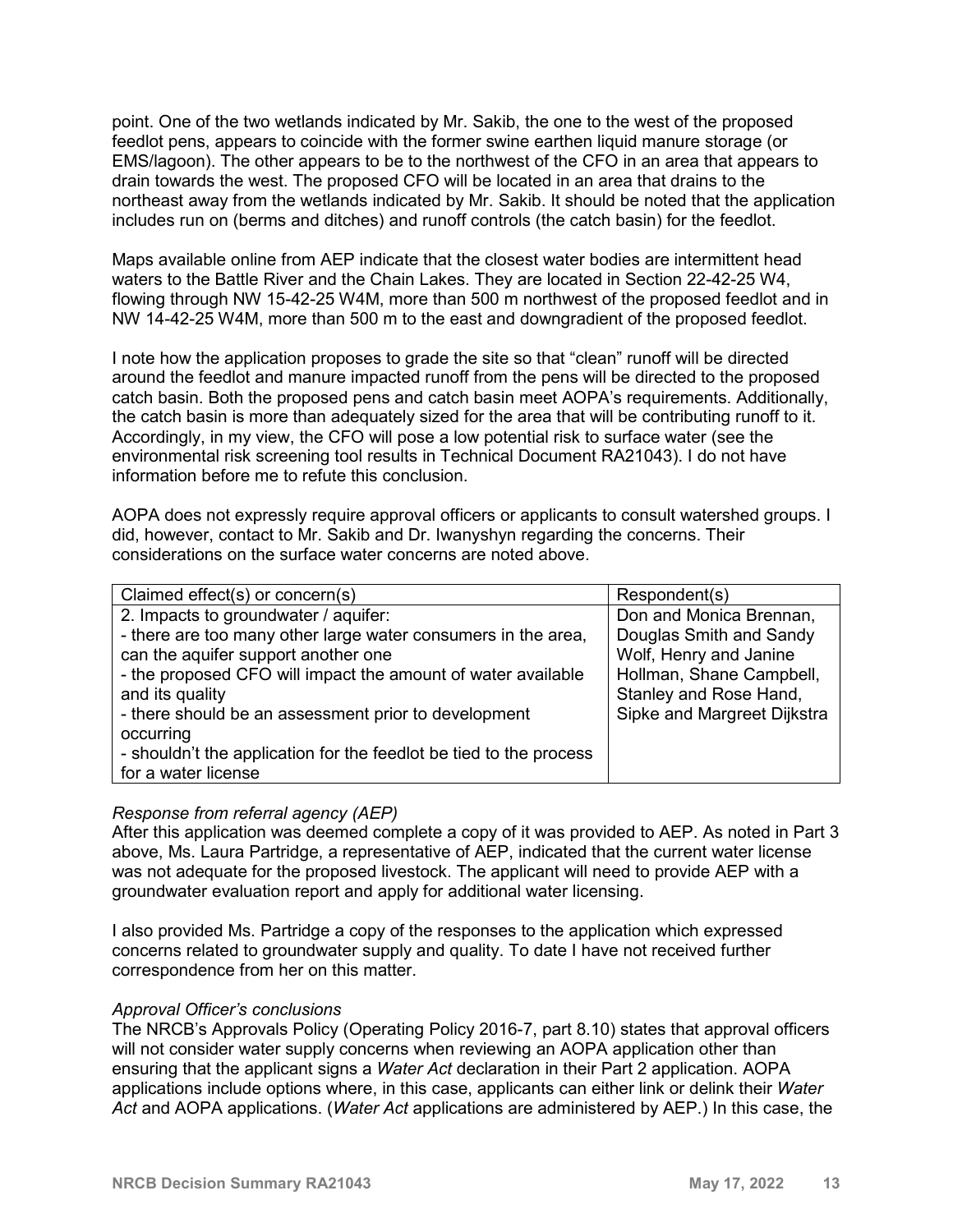point. One of the two wetlands indicated by Mr. Sakib, the one to the west of the proposed feedlot pens, appears to coincide with the former swine earthen liquid manure storage (or EMS/lagoon). The other appears to be to the northwest of the CFO in an area that appears to drain towards the west. The proposed CFO will be located in an area that drains to the northeast away from the wetlands indicated by Mr. Sakib. It should be noted that the application includes run on (berms and ditches) and runoff controls (the catch basin) for the feedlot.

Maps available online from AEP indicate that the closest water bodies are intermittent head waters to the Battle River and the Chain Lakes. They are located in Section 22-42-25 W4, flowing through NW 15-42-25 W4M, more than 500 m northwest of the proposed feedlot and in NW 14-42-25 W4M, more than 500 m to the east and downgradient of the proposed feedlot.

I note how the application proposes to grade the site so that "clean" runoff will be directed around the feedlot and manure impacted runoff from the pens will be directed to the proposed catch basin. Both the proposed pens and catch basin meet AOPA's requirements. Additionally, the catch basin is more than adequately sized for the area that will be contributing runoff to it. Accordingly, in my view, the CFO will pose a low potential risk to surface water (see the environmental risk screening tool results in Technical Document RA21043). I do not have information before me to refute this conclusion.

AOPA does not expressly require approval officers or applicants to consult watershed groups. I did, however, contact to Mr. Sakib and Dr. Iwanyshyn regarding the concerns. Their considerations on the surface water concerns are noted above.

| Claimed effect(s) or concern(s) | Respondent(s) |
|---|---|
| 2. Impacts to groundwater / aquifer:<br>- there are too many other large water consumers in the area, can the aquifer support another one<br>- the proposed CFO will impact the amount of water available and its quality<br>- there should be an assessment prior to development occurring<br>- shouldn't the application for the feedlot be tied to the process for a water license | Don and Monica Brennan, Douglas Smith and Sandy Wolf, Henry and Janine Hollman, Shane Campbell, Stanley and Rose Hand, Sipke and Margreet Dijkstra |

*Response from referral agency (AEP)*

After this application was deemed complete a copy of it was provided to AEP. As noted in Part 3 above, Ms. Laura Partridge, a representative of AEP, indicated that the current water license was not adequate for the proposed livestock. The applicant will need to provide AEP with a groundwater evaluation report and apply for additional water licensing.

I also provided Ms. Partridge a copy of the responses to the application which expressed concerns related to groundwater supply and quality. To date I have not received further correspondence from her on this matter.

*Approval Officer's conclusions*

The NRCB's Approvals Policy (Operating Policy 2016-7, part 8.10) states that approval officers will not consider water supply concerns when reviewing an AOPA application other than ensuring that the applicant signs a *Water Act* declaration in their Part 2 application. AOPA applications include options where, in this case, applicants can either link or delink their *Water Act* and AOPA applications. (*Water Act* applications are administered by AEP.) In this case, the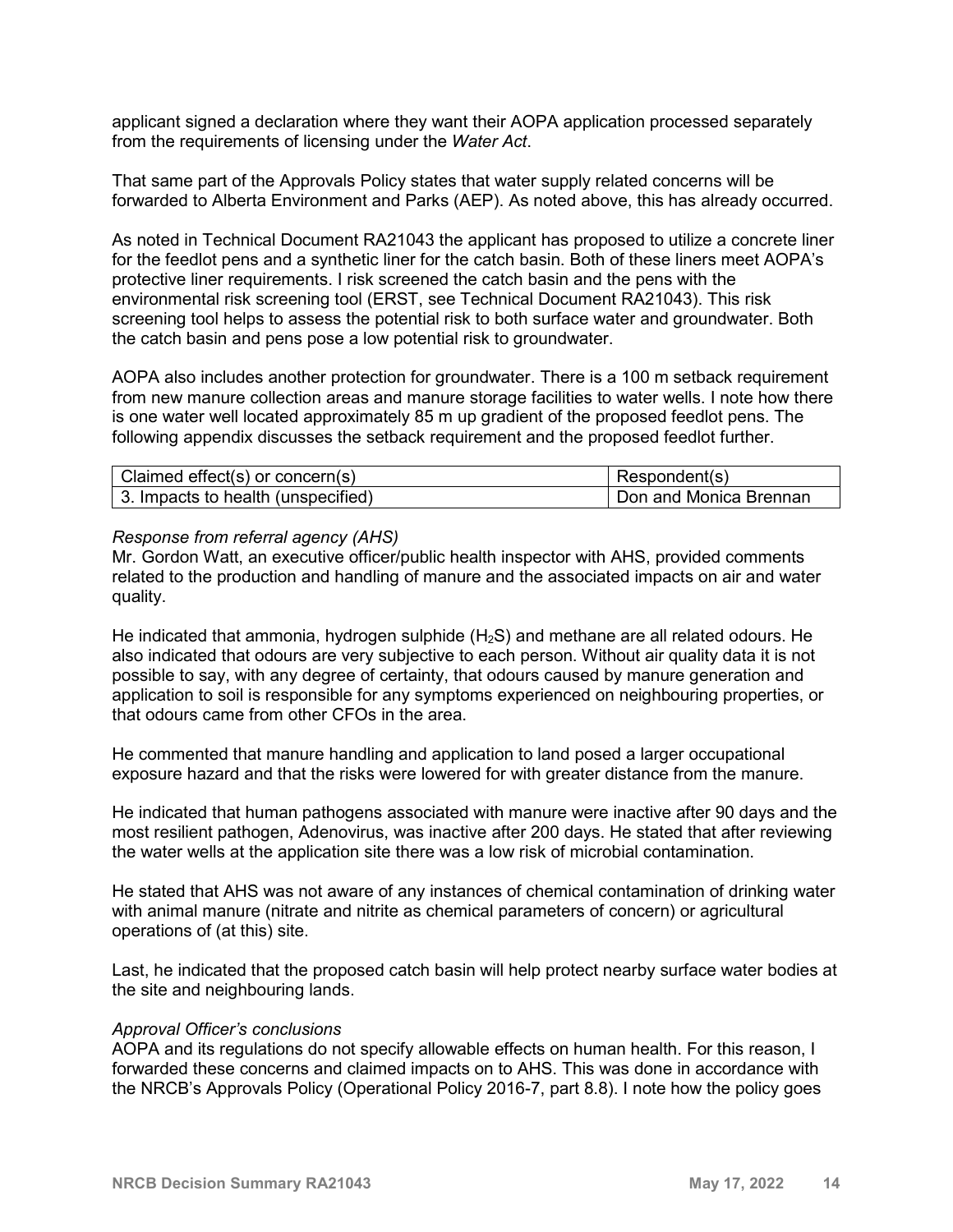applicant signed a declaration where they want their AOPA application processed separately from the requirements of licensing under the *Water Act*.

That same part of the Approvals Policy states that water supply related concerns will be forwarded to Alberta Environment and Parks (AEP). As noted above, this has already occurred.

As noted in Technical Document RA21043 the applicant has proposed to utilize a concrete liner for the feedlot pens and a synthetic liner for the catch basin. Both of these liners meet AOPA's protective liner requirements. I risk screened the catch basin and the pens with the environmental risk screening tool (ERST, see Technical Document RA21043). This risk screening tool helps to assess the potential risk to both surface water and groundwater. Both the catch basin and pens pose a low potential risk to groundwater.

AOPA also includes another protection for groundwater. There is a 100 m setback requirement from new manure collection areas and manure storage facilities to water wells. I note how there is one water well located approximately 85 m up gradient of the proposed feedlot pens. The following appendix discusses the setback requirement and the proposed feedlot further.

| Claimed effect(s) or concern(s) | Respondent(s) |
|---|---|
| 3. Impacts to health (unspecified) | Don and Monica Brennan |

*Response from referral agency (AHS)*
Mr. Gordon Watt, an executive officer/public health inspector with AHS, provided comments related to the production and handling of manure and the associated impacts on air and water quality.

He indicated that ammonia, hydrogen sulphide ($H_2S$) and methane are all related odours. He also indicated that odours are very subjective to each person. Without air quality data it is not possible to say, with any degree of certainty, that odours caused by manure generation and application to soil is responsible for any symptoms experienced on neighbouring properties, or that odours came from other CFOs in the area.

He commented that manure handling and application to land posed a larger occupational exposure hazard and that the risks were lowered for with greater distance from the manure.

He indicated that human pathogens associated with manure were inactive after 90 days and the most resilient pathogen, Adenovirus, was inactive after 200 days. He stated that after reviewing the water wells at the application site there was a low risk of microbial contamination.

He stated that AHS was not aware of any instances of chemical contamination of drinking water with animal manure (nitrate and nitrite as chemical parameters of concern) or agricultural operations of (at this) site.

Last, he indicated that the proposed catch basin will help protect nearby surface water bodies at the site and neighbouring lands.

*Approval Officer's conclusions*
AOPA and its regulations do not specify allowable effects on human health. For this reason, I forwarded these concerns and claimed impacts on to AHS. This was done in accordance with the NRCB's Approvals Policy (Operational Policy 2016-7, part 8.8). I note how the policy goes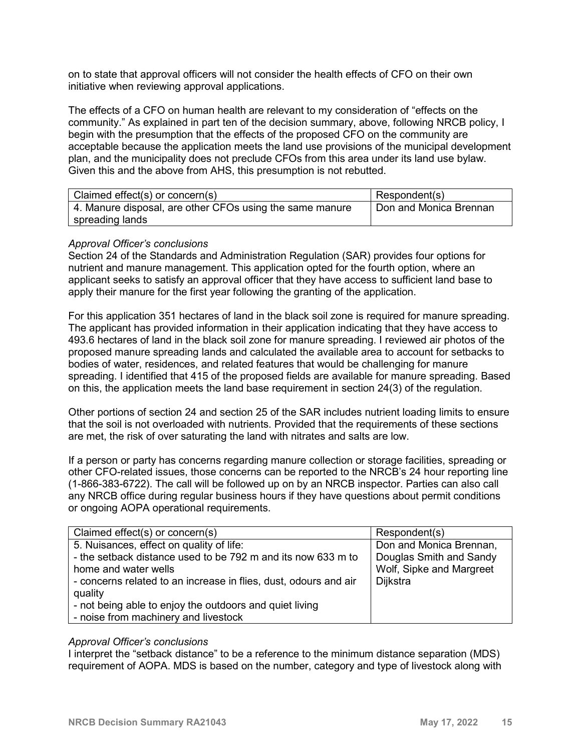on to state that approval officers will not consider the health effects of CFO on their own initiative when reviewing approval applications.

The effects of a CFO on human health are relevant to my consideration of “effects on the community.” As explained in part ten of the decision summary, above, following NRCB policy, I begin with the presumption that the effects of the proposed CFO on the community are acceptable because the application meets the land use provisions of the municipal development plan, and the municipality does not preclude CFOs from this area under its land use bylaw. Given this and the above from AHS, this presumption is not rebutted.

| Claimed effect(s) or concern(s) | Respondent(s) |
|---|---|
| 4. Manure disposal, are other CFOs using the same manure spreading lands | Don and Monica Brennan |

*Approval Officer’s conclusions*

Section 24 of the Standards and Administration Regulation (SAR) provides four options for nutrient and manure management. This application opted for the fourth option, where an applicant seeks to satisfy an approval officer that they have access to sufficient land base to apply their manure for the first year following the granting of the application.

For this application 351 hectares of land in the black soil zone is required for manure spreading. The applicant has provided information in their application indicating that they have access to 493.6 hectares of land in the black soil zone for manure spreading. I reviewed air photos of the proposed manure spreading lands and calculated the available area to account for setbacks to bodies of water, residences, and related features that would be challenging for manure spreading. I identified that 415 of the proposed fields are available for manure spreading. Based on this, the application meets the land base requirement in section 24(3) of the regulation.

Other portions of section 24 and section 25 of the SAR includes nutrient loading limits to ensure that the soil is not overloaded with nutrients. Provided that the requirements of these sections are met, the risk of over saturating the land with nitrates and salts are low.

If a person or party has concerns regarding manure collection or storage facilities, spreading or other CFO-related issues, those concerns can be reported to the NRCB’s 24 hour reporting line (1-866-383-6722). The call will be followed up on by an NRCB inspector. Parties can also call any NRCB office during regular business hours if they have questions about permit conditions or ongoing AOPA operational requirements.

| Claimed effect(s) or concern(s) | Respondent(s) |
|---|---|
| 5. Nuisances, effect on quality of life:<br>- the setback distance used to be 792 m and its now 633 m to home and water wells<br>- concerns related to an increase in flies, dust, odours and air quality<br>- not being able to enjoy the outdoors and quiet living<br>- noise from machinery and livestock | Don and Monica Brennan, Douglas Smith and Sandy Wolf, Sipke and Margreet Dijkstra |

*Approval Officer’s conclusions*

I interpret the “setback distance” to be a reference to the minimum distance separation (MDS) requirement of AOPA. MDS is based on the number, category and type of livestock along with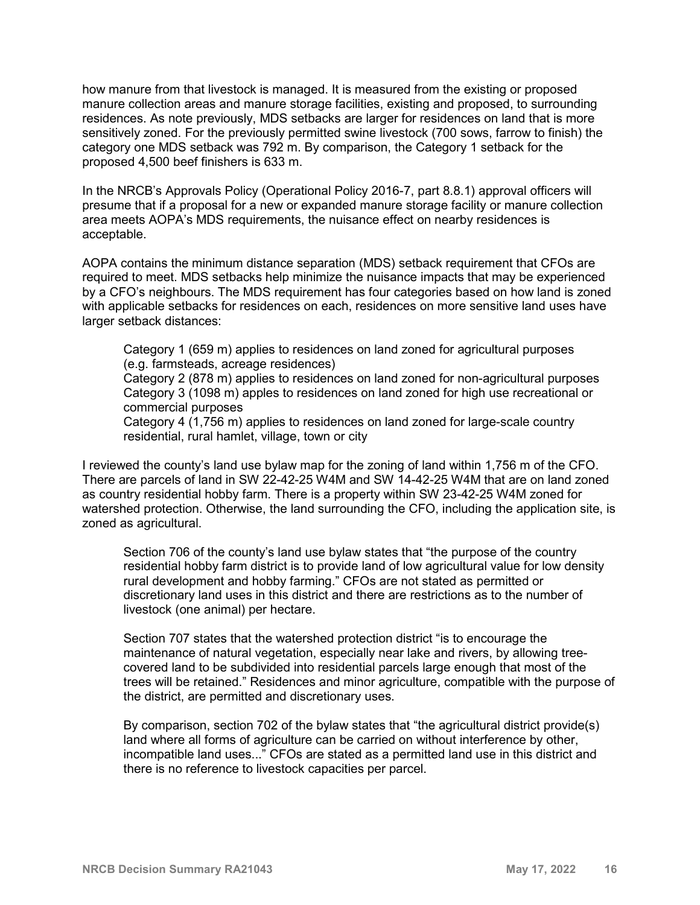how manure from that livestock is managed. It is measured from the existing or proposed manure collection areas and manure storage facilities, existing and proposed, to surrounding residences. As note previously, MDS setbacks are larger for residences on land that is more sensitively zoned. For the previously permitted swine livestock (700 sows, farrow to finish) the category one MDS setback was 792 m. By comparison, the Category 1 setback for the proposed 4,500 beef finishers is 633 m.

In the NRCB's Approvals Policy (Operational Policy 2016-7, part 8.8.1) approval officers will presume that if a proposal for a new or expanded manure storage facility or manure collection area meets AOPA's MDS requirements, the nuisance effect on nearby residences is acceptable.

AOPA contains the minimum distance separation (MDS) setback requirement that CFOs are required to meet. MDS setbacks help minimize the nuisance impacts that may be experienced by a CFO's neighbours. The MDS requirement has four categories based on how land is zoned with applicable setbacks for residences on each, residences on more sensitive land uses have larger setback distances:

> Category 1 (659 m) applies to residences on land zoned for agricultural purposes (e.g. farmsteads, acreage residences)
> Category 2 (878 m) applies to residences on land zoned for non-agricultural purposes
> Category 3 (1098 m) apples to residences on land zoned for high use recreational or commercial purposes
> Category 4 (1,756 m) applies to residences on land zoned for large-scale country residential, rural hamlet, village, town or city

I reviewed the county's land use bylaw map for the zoning of land within 1,756 m of the CFO. There are parcels of land in SW 22-42-25 W4M and SW 14-42-25 W4M that are on land zoned as country residential hobby farm. There is a property within SW 23-42-25 W4M zoned for watershed protection. Otherwise, the land surrounding the CFO, including the application site, is zoned as agricultural.

> Section 706 of the county's land use bylaw states that "the purpose of the country residential hobby farm district is to provide land of low agricultural value for low density rural development and hobby farming." CFOs are not stated as permitted or discretionary land uses in this district and there are restrictions as to the number of livestock (one animal) per hectare.
>
> Section 707 states that the watershed protection district "is to encourage the maintenance of natural vegetation, especially near lake and rivers, by allowing tree-covered land to be subdivided into residential parcels large enough that most of the trees will be retained." Residences and minor agriculture, compatible with the purpose of the district, are permitted and discretionary uses.
>
> By comparison, section 702 of the bylaw states that "the agricultural district provide(s) land where all forms of agriculture can be carried on without interference by other, incompatible land uses..." CFOs are stated as a permitted land use in this district and there is no reference to livestock capacities per parcel.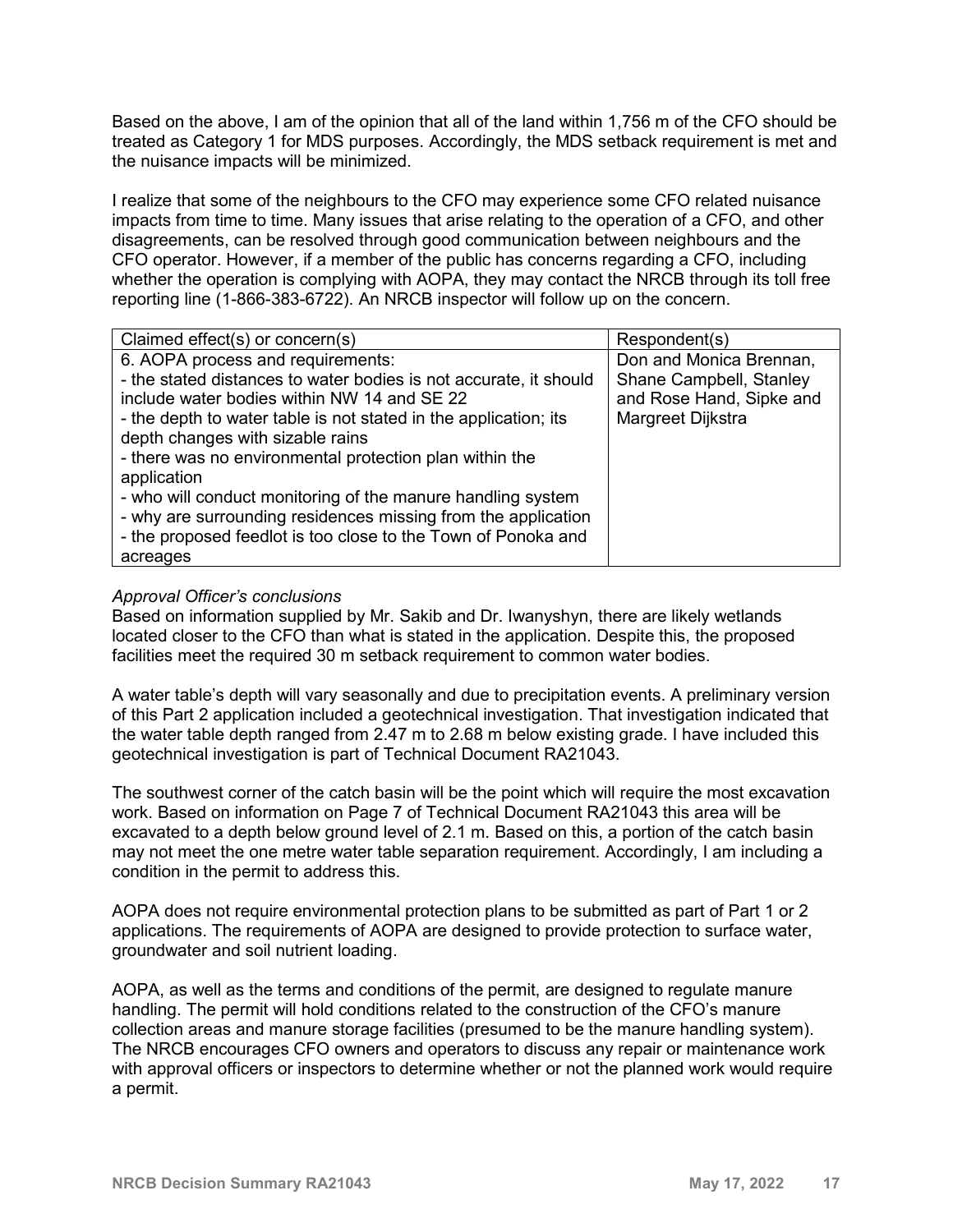Based on the above, I am of the opinion that all of the land within 1,756 m of the CFO should be treated as Category 1 for MDS purposes. Accordingly, the MDS setback requirement is met and the nuisance impacts will be minimized.

I realize that some of the neighbours to the CFO may experience some CFO related nuisance impacts from time to time. Many issues that arise relating to the operation of a CFO, and other disagreements, can be resolved through good communication between neighbours and the CFO operator. However, if a member of the public has concerns regarding a CFO, including whether the operation is complying with AOPA, they may contact the NRCB through its toll free reporting line (1-866-383-6722). An NRCB inspector will follow up on the concern.

| Claimed effect(s) or concern(s) | Respondent(s) |
|---|---|
| 6. AOPA process and requirements:<br>- the stated distances to water bodies is not accurate, it should include water bodies within NW 14 and SE 22<br>- the depth to water table is not stated in the application; its depth changes with sizable rains<br>- there was no environmental protection plan within the application<br>- who will conduct monitoring of the manure handling system<br>- why are surrounding residences missing from the application<br>- the proposed feedlot is too close to the Town of Ponoka and acreages | Don and Monica Brennan, Shane Campbell, Stanley and Rose Hand, Sipke and Margreet Dijkstra |

*Approval Officer's conclusions*
Based on information supplied by Mr. Sakib and Dr. Iwanyshyn, there are likely wetlands located closer to the CFO than what is stated in the application. Despite this, the proposed facilities meet the required 30 m setback requirement to common water bodies.

A water table's depth will vary seasonally and due to precipitation events. A preliminary version of this Part 2 application included a geotechnical investigation. That investigation indicated that the water table depth ranged from 2.47 m to 2.68 m below existing grade. I have included this geotechnical investigation is part of Technical Document RA21043.

The southwest corner of the catch basin will be the point which will require the most excavation work. Based on information on Page 7 of Technical Document RA21043 this area will be excavated to a depth below ground level of 2.1 m. Based on this, a portion of the catch basin may not meet the one metre water table separation requirement. Accordingly, I am including a condition in the permit to address this.

AOPA does not require environmental protection plans to be submitted as part of Part 1 or 2 applications. The requirements of AOPA are designed to provide protection to surface water, groundwater and soil nutrient loading.

AOPA, as well as the terms and conditions of the permit, are designed to regulate manure handling. The permit will hold conditions related to the construction of the CFO's manure collection areas and manure storage facilities (presumed to be the manure handling system). The NRCB encourages CFO owners and operators to discuss any repair or maintenance work with approval officers or inspectors to determine whether or not the planned work would require a permit.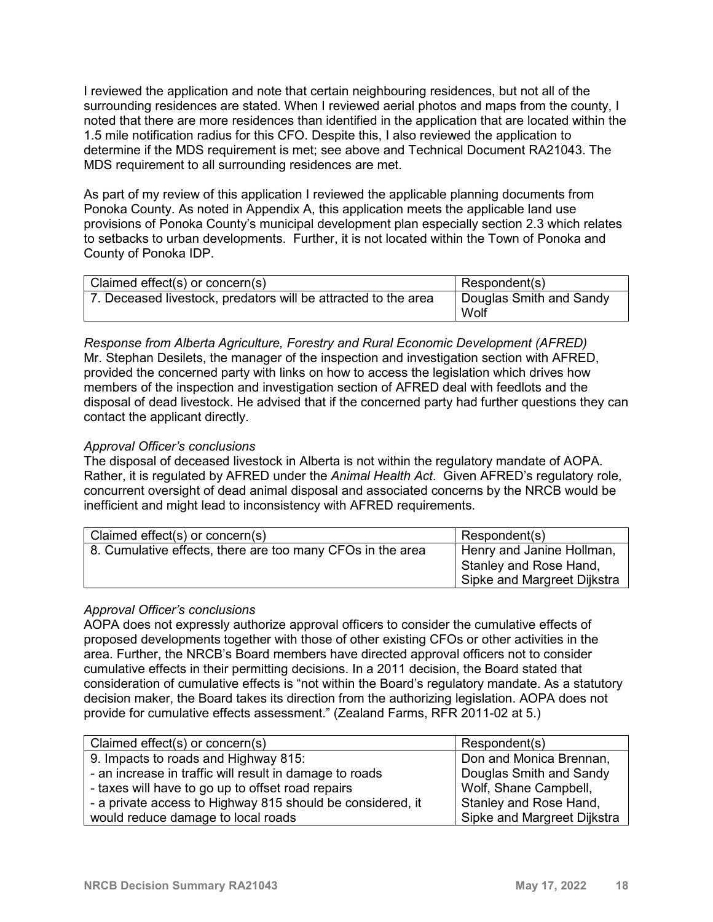I reviewed the application and note that certain neighbouring residences, but not all of the surrounding residences are stated. When I reviewed aerial photos and maps from the county, I noted that there are more residences than identified in the application that are located within the 1.5 mile notification radius for this CFO. Despite this, I also reviewed the application to determine if the MDS requirement is met; see above and Technical Document RA21043. The MDS requirement to all surrounding residences are met.

As part of my review of this application I reviewed the applicable planning documents from Ponoka County. As noted in Appendix A, this application meets the applicable land use provisions of Ponoka County's municipal development plan especially section 2.3 which relates to setbacks to urban developments. Further, it is not located within the Town of Ponoka and County of Ponoka IDP.

| Claimed effect(s) or concern(s) | Respondent(s) |
|---|---|
| 7. Deceased livestock, predators will be attracted to the area | Douglas Smith and Sandy Wolf |

*Response from Alberta Agriculture, Forestry and Rural Economic Development (AFRED)*
Mr. Stephan Desilets, the manager of the inspection and investigation section with AFRED, provided the concerned party with links on how to access the legislation which drives how members of the inspection and investigation section of AFRED deal with feedlots and the disposal of dead livestock. He advised that if the concerned party had further questions they can contact the applicant directly.

*Approval Officer's conclusions*
The disposal of deceased livestock in Alberta is not within the regulatory mandate of AOPA. Rather, it is regulated by AFRED under the *Animal Health Act*. Given AFRED's regulatory role, concurrent oversight of dead animal disposal and associated concerns by the NRCB would be inefficient and might lead to inconsistency with AFRED requirements.

| Claimed effect(s) or concern(s) | Respondent(s) |
|---|---|
| 8. Cumulative effects, there are too many CFOs in the area | Henry and Janine Hollman, Stanley and Rose Hand, Sipke and Margreet Dijkstra |

*Approval Officer's conclusions*
AOPA does not expressly authorize approval officers to consider the cumulative effects of proposed developments together with those of other existing CFOs or other activities in the area. Further, the NRCB's Board members have directed approval officers not to consider cumulative effects in their permitting decisions. In a 2011 decision, the Board stated that consideration of cumulative effects is "not within the Board's regulatory mandate. As a statutory decision maker, the Board takes its direction from the authorizing legislation. AOPA does not provide for cumulative effects assessment." (Zealand Farms, RFR 2011-02 at 5.)

| Claimed effect(s) or concern(s) | Respondent(s) |
|---|---|
| 9. Impacts to roads and Highway 815:<br>- an increase in traffic will result in damage to roads<br>- taxes will have to go up to offset road repairs<br>- a private access to Highway 815 should be considered, it would reduce damage to local roads | Don and Monica Brennan, Douglas Smith and Sandy Wolf, Shane Campbell, Stanley and Rose Hand, Sipke and Margreet Dijkstra |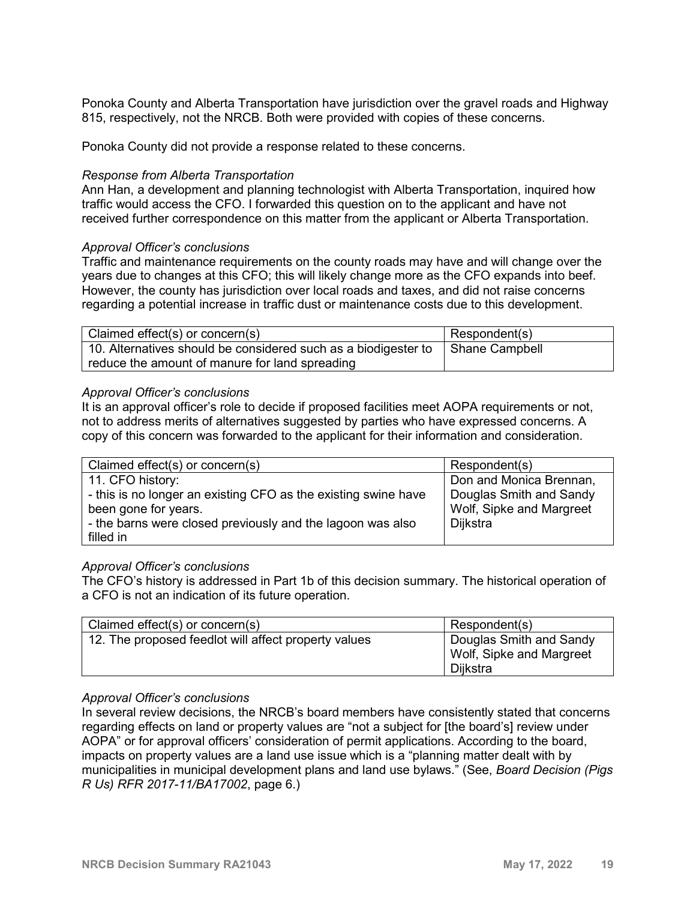Ponoka County and Alberta Transportation have jurisdiction over the gravel roads and Highway 815, respectively, not the NRCB. Both were provided with copies of these concerns.

Ponoka County did not provide a response related to these concerns.

*Response from Alberta Transportation*
Ann Han, a development and planning technologist with Alberta Transportation, inquired how traffic would access the CFO. I forwarded this question on to the applicant and have not received further correspondence on this matter from the applicant or Alberta Transportation.

*Approval Officer's conclusions*
Traffic and maintenance requirements on the county roads may have and will change over the years due to changes at this CFO; this will likely change more as the CFO expands into beef. However, the county has jurisdiction over local roads and taxes, and did not raise concerns regarding a potential increase in traffic dust or maintenance costs due to this development.

| Claimed effect(s) or concern(s) | Respondent(s) |
|---|---|
| 10. Alternatives should be considered such as a biodigester to reduce the amount of manure for land spreading | Shane Campbell |

*Approval Officer's conclusions*
It is an approval officer's role to decide if proposed facilities meet AOPA requirements or not, not to address merits of alternatives suggested by parties who have expressed concerns. A copy of this concern was forwarded to the applicant for their information and consideration.

| Claimed effect(s) or concern(s) | Respondent(s) |
|---|---|
| 11. CFO history:<br>- this is no longer an existing CFO as the existing swine have been gone for years.<br>- the barns were closed previously and the lagoon was also filled in | Don and Monica Brennan, Douglas Smith and Sandy Wolf, Sipke and Margreet Dijkstra |

*Approval Officer's conclusions*
The CFO's history is addressed in Part 1b of this decision summary. The historical operation of a CFO is not an indication of its future operation.

| Claimed effect(s) or concern(s) | Respondent(s) |
|---|---|
| 12. The proposed feedlot will affect property values | Douglas Smith and Sandy Wolf, Sipke and Margreet Dijkstra |

*Approval Officer's conclusions*
In several review decisions, the NRCB's board members have consistently stated that concerns regarding effects on land or property values are "not a subject for [the board's] review under AOPA" or for approval officers' consideration of permit applications. According to the board, impacts on property values are a land use issue which is a "planning matter dealt with by municipalities in municipal development plans and land use bylaws." (See, *Board Decision (Pigs R Us) RFR 2017-11/BA17002*, page 6.)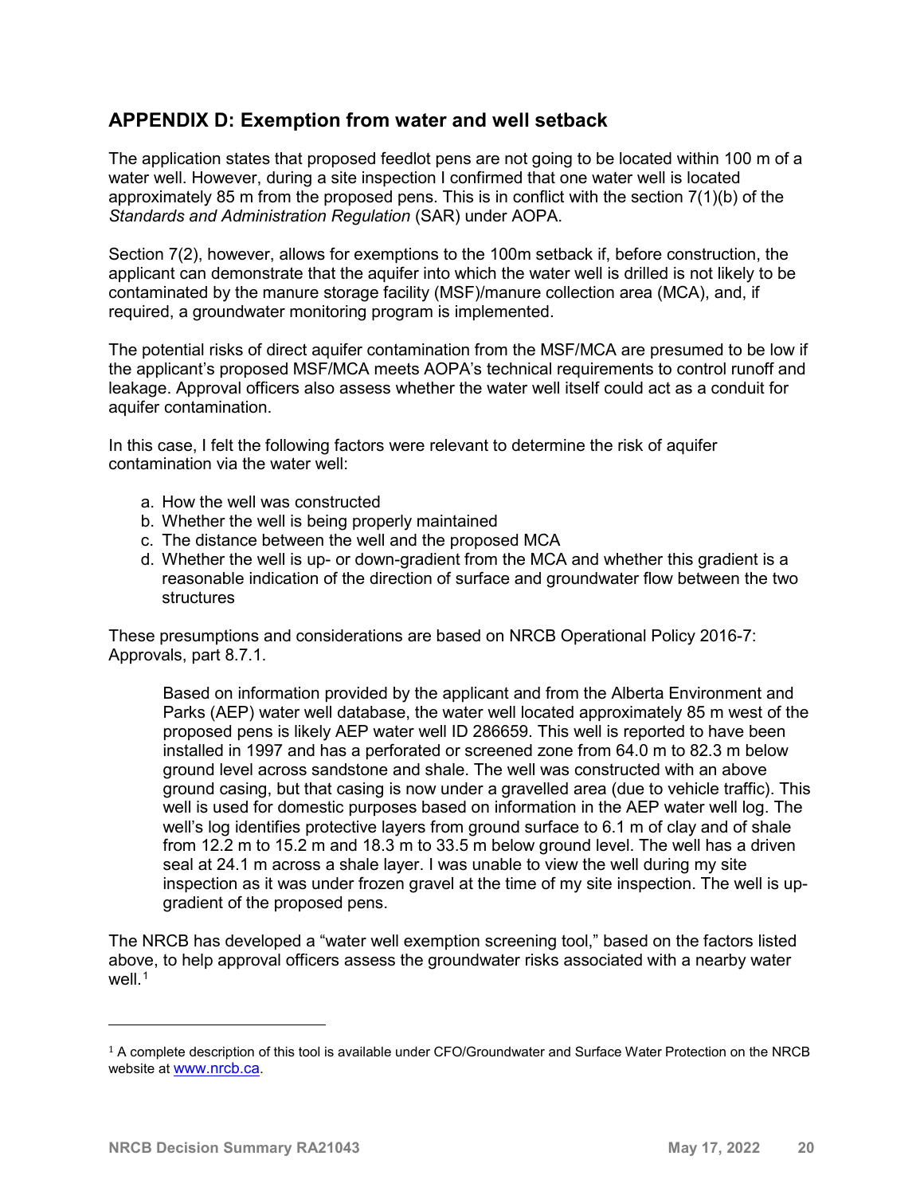## APPENDIX D: Exemption from water and well setback

The application states that proposed feedlot pens are not going to be located within 100 m of a water well. However, during a site inspection I confirmed that one water well is located approximately 85 m from the proposed pens. This is in conflict with the section 7(1)(b) of the *Standards and Administration Regulation* (SAR) under AOPA.

Section 7(2), however, allows for exemptions to the 100m setback if, before construction, the applicant can demonstrate that the aquifer into which the water well is drilled is not likely to be contaminated by the manure storage facility (MSF)/manure collection area (MCA), and, if required, a groundwater monitoring program is implemented.

The potential risks of direct aquifer contamination from the MSF/MCA are presumed to be low if the applicant's proposed MSF/MCA meets AOPA's technical requirements to control runoff and leakage. Approval officers also assess whether the water well itself could act as a conduit for aquifer contamination.

In this case, I felt the following factors were relevant to determine the risk of aquifer contamination via the water well:

a. How the well was constructed
b. Whether the well is being properly maintained
c. The distance between the well and the proposed MCA
d. Whether the well is up- or down-gradient from the MCA and whether this gradient is a reasonable indication of the direction of surface and groundwater flow between the two structures

These presumptions and considerations are based on NRCB Operational Policy 2016-7: Approvals, part 8.7.1.

> Based on information provided by the applicant and from the Alberta Environment and Parks (AEP) water well database, the water well located approximately 85 m west of the proposed pens is likely AEP water well ID 286659. This well is reported to have been installed in 1997 and has a perforated or screened zone from 64.0 m to 82.3 m below ground level across sandstone and shale. The well was constructed with an above ground casing, but that casing is now under a gravelled area (due to vehicle traffic). This well is used for domestic purposes based on information in the AEP water well log. The well's log identifies protective layers from ground surface to 6.1 m of clay and of shale from 12.2 m to 15.2 m and 18.3 m to 33.5 m below ground level. The well has a driven seal at 24.1 m across a shale layer. I was unable to view the well during my site inspection as it was under frozen gravel at the time of my site inspection. The well is up-gradient of the proposed pens.

The NRCB has developed a "water well exemption screening tool," based on the factors listed above, to help approval officers assess the groundwater risks associated with a nearby water well.[1]

---

[1] A complete description of this tool is available under CFO/Groundwater and Surface Water Protection on the NRCB website at [www.nrcb.ca](http://www.nrcb.ca).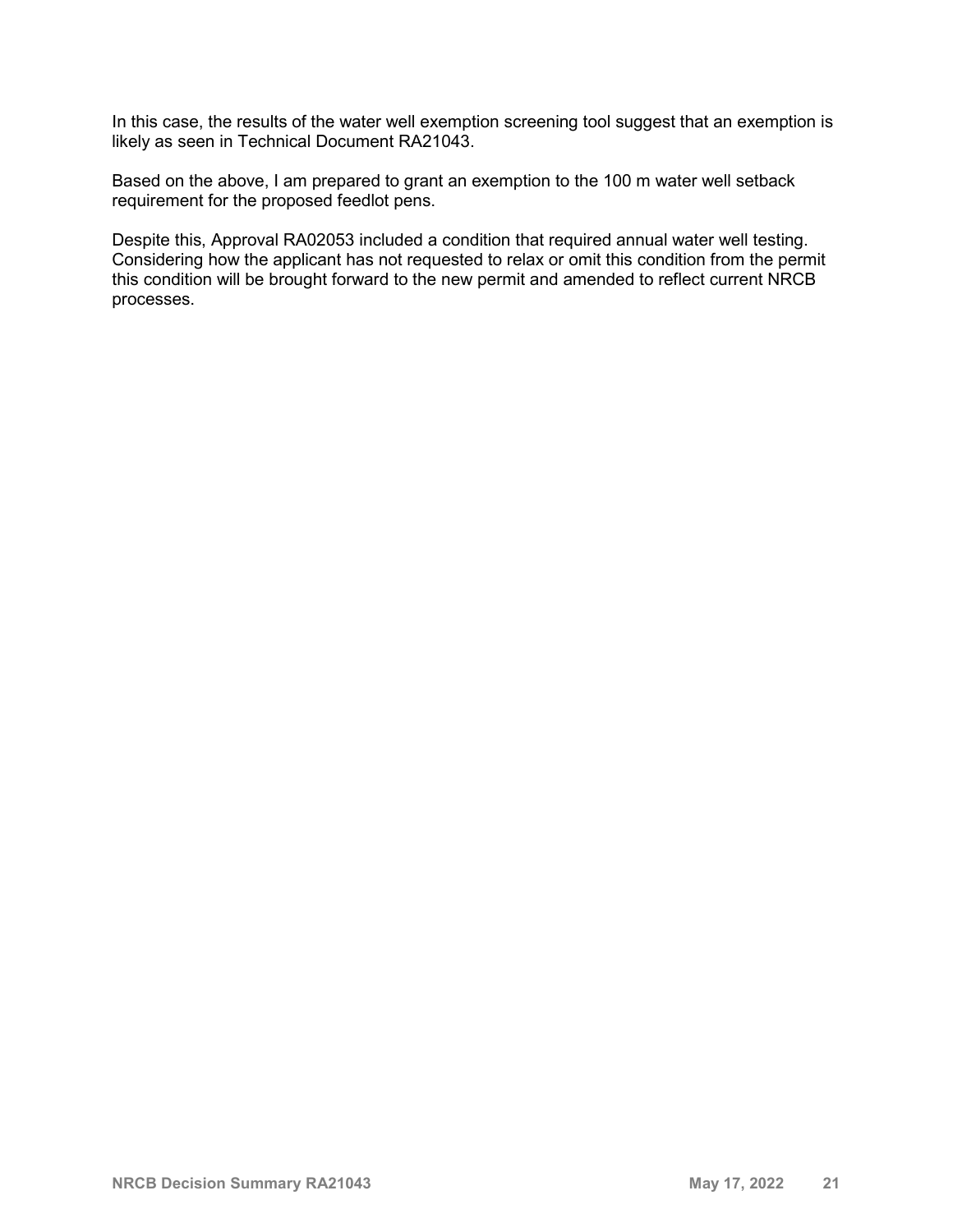In this case, the results of the water well exemption screening tool suggest that an exemption is likely as seen in Technical Document RA21043.

Based on the above, I am prepared to grant an exemption to the 100 m water well setback requirement for the proposed feedlot pens.

Despite this, Approval RA02053 included a condition that required annual water well testing. Considering how the applicant has not requested to relax or omit this condition from the permit this condition will be brought forward to the new permit and amended to reflect current NRCB processes.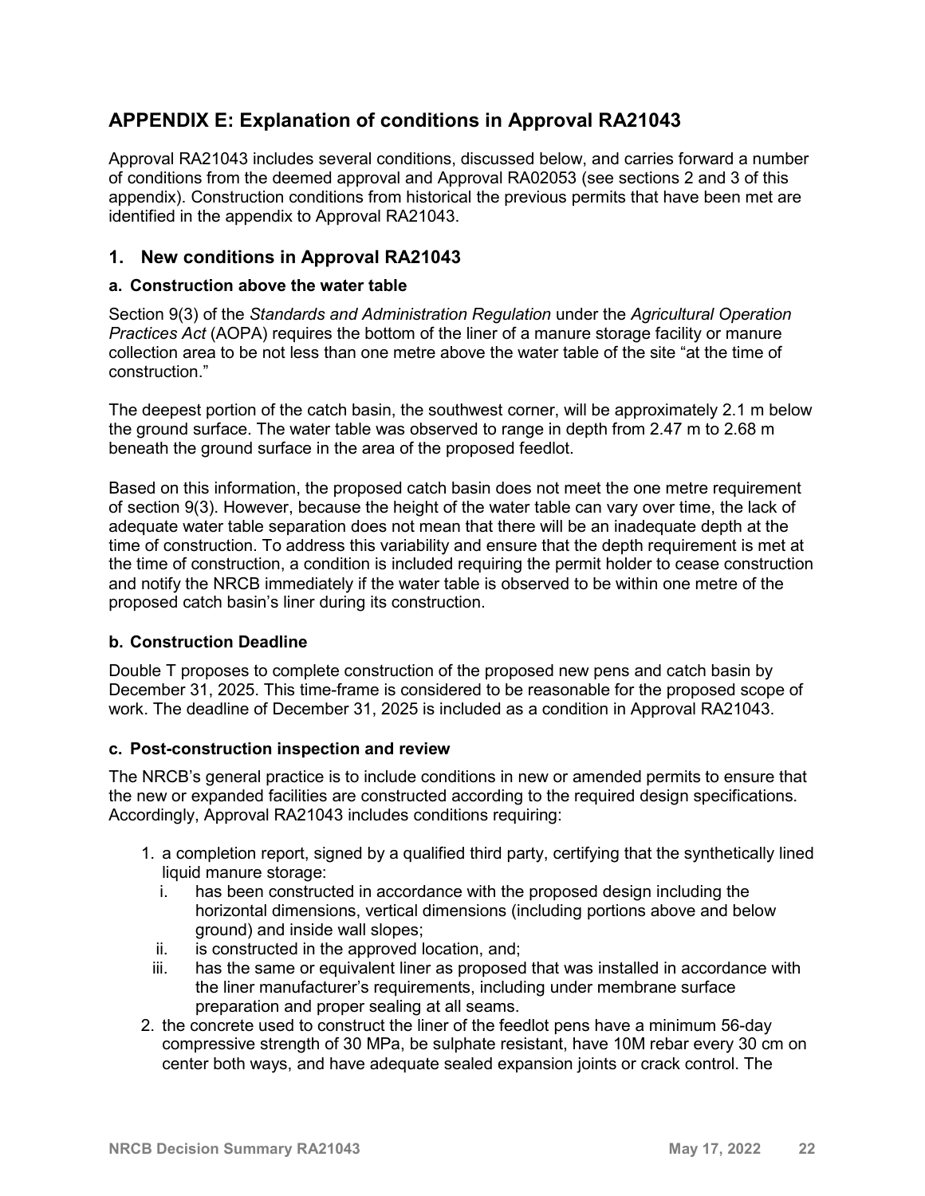## APPENDIX E: Explanation of conditions in Approval RA21043

Approval RA21043 includes several conditions, discussed below, and carries forward a number of conditions from the deemed approval and Approval RA02053 (see sections 2 and 3 of this appendix). Construction conditions from historical the previous permits that have been met are identified in the appendix to Approval RA21043.

### 1. New conditions in Approval RA21043

#### a. Construction above the water table

Section 9(3) of the *Standards and Administration Regulation* under the *Agricultural Operation Practices Act* (AOPA) requires the bottom of the liner of a manure storage facility or manure collection area to be not less than one metre above the water table of the site "at the time of construction."

The deepest portion of the catch basin, the southwest corner, will be approximately 2.1 m below the ground surface. The water table was observed to range in depth from 2.47 m to 2.68 m beneath the ground surface in the area of the proposed feedlot.

Based on this information, the proposed catch basin does not meet the one metre requirement of section 9(3). However, because the height of the water table can vary over time, the lack of adequate water table separation does not mean that there will be an inadequate depth at the time of construction. To address this variability and ensure that the depth requirement is met at the time of construction, a condition is included requiring the permit holder to cease construction and notify the NRCB immediately if the water table is observed to be within one metre of the proposed catch basin's liner during its construction.

#### b. Construction Deadline

Double T proposes to complete construction of the proposed new pens and catch basin by December 31, 2025. This time-frame is considered to be reasonable for the proposed scope of work. The deadline of December 31, 2025 is included as a condition in Approval RA21043.

#### c. Post-construction inspection and review

The NRCB's general practice is to include conditions in new or amended permits to ensure that the new or expanded facilities are constructed according to the required design specifications. Accordingly, Approval RA21043 includes conditions requiring:

1. a completion report, signed by a qualified third party, certifying that the synthetically lined liquid manure storage:
   i. has been constructed in accordance with the proposed design including the horizontal dimensions, vertical dimensions (including portions above and below ground) and inside wall slopes;
   ii. is constructed in the approved location, and;
   iii. has the same or equivalent liner as proposed that was installed in accordance with the liner manufacturer's requirements, including under membrane surface preparation and proper sealing at all seams.
2. the concrete used to construct the liner of the feedlot pens have a minimum 56-day compressive strength of 30 MPa, be sulphate resistant, have 10M rebar every 30 cm on center both ways, and have adequate sealed expansion joints or crack control. The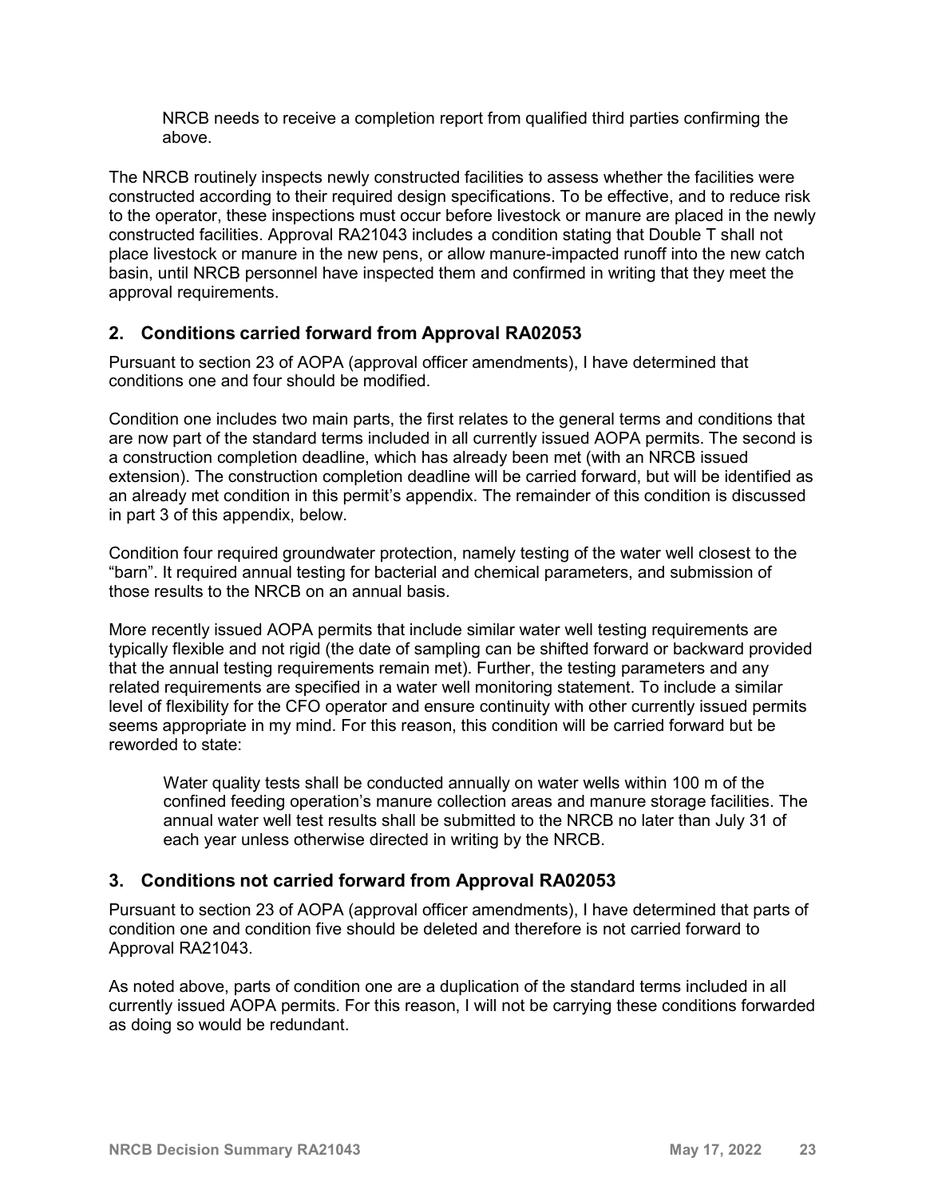NRCB needs to receive a completion report from qualified third parties confirming the above.

The NRCB routinely inspects newly constructed facilities to assess whether the facilities were constructed according to their required design specifications. To be effective, and to reduce risk to the operator, these inspections must occur before livestock or manure are placed in the newly constructed facilities. Approval RA21043 includes a condition stating that Double T shall not place livestock or manure in the new pens, or allow manure-impacted runoff into the new catch basin, until NRCB personnel have inspected them and confirmed in writing that they meet the approval requirements.

## 2. Conditions carried forward from Approval RA02053

Pursuant to section 23 of AOPA (approval officer amendments), I have determined that conditions one and four should be modified.

Condition one includes two main parts, the first relates to the general terms and conditions that are now part of the standard terms included in all currently issued AOPA permits. The second is a construction completion deadline, which has already been met (with an NRCB issued extension). The construction completion deadline will be carried forward, but will be identified as an already met condition in this permit's appendix. The remainder of this condition is discussed in part 3 of this appendix, below.

Condition four required groundwater protection, namely testing of the water well closest to the "barn". It required annual testing for bacterial and chemical parameters, and submission of those results to the NRCB on an annual basis.

More recently issued AOPA permits that include similar water well testing requirements are typically flexible and not rigid (the date of sampling can be shifted forward or backward provided that the annual testing requirements remain met). Further, the testing parameters and any related requirements are specified in a water well monitoring statement. To include a similar level of flexibility for the CFO operator and ensure continuity with other currently issued permits seems appropriate in my mind. For this reason, this condition will be carried forward but be reworded to state:

> Water quality tests shall be conducted annually on water wells within 100 m of the confined feeding operation's manure collection areas and manure storage facilities. The annual water well test results shall be submitted to the NRCB no later than July 31 of each year unless otherwise directed in writing by the NRCB.

## 3. Conditions not carried forward from Approval RA02053

Pursuant to section 23 of AOPA (approval officer amendments), I have determined that parts of condition one and condition five should be deleted and therefore is not carried forward to Approval RA21043.

As noted above, parts of condition one are a duplication of the standard terms included in all currently issued AOPA permits. For this reason, I will not be carrying these conditions forwarded as doing so would be redundant.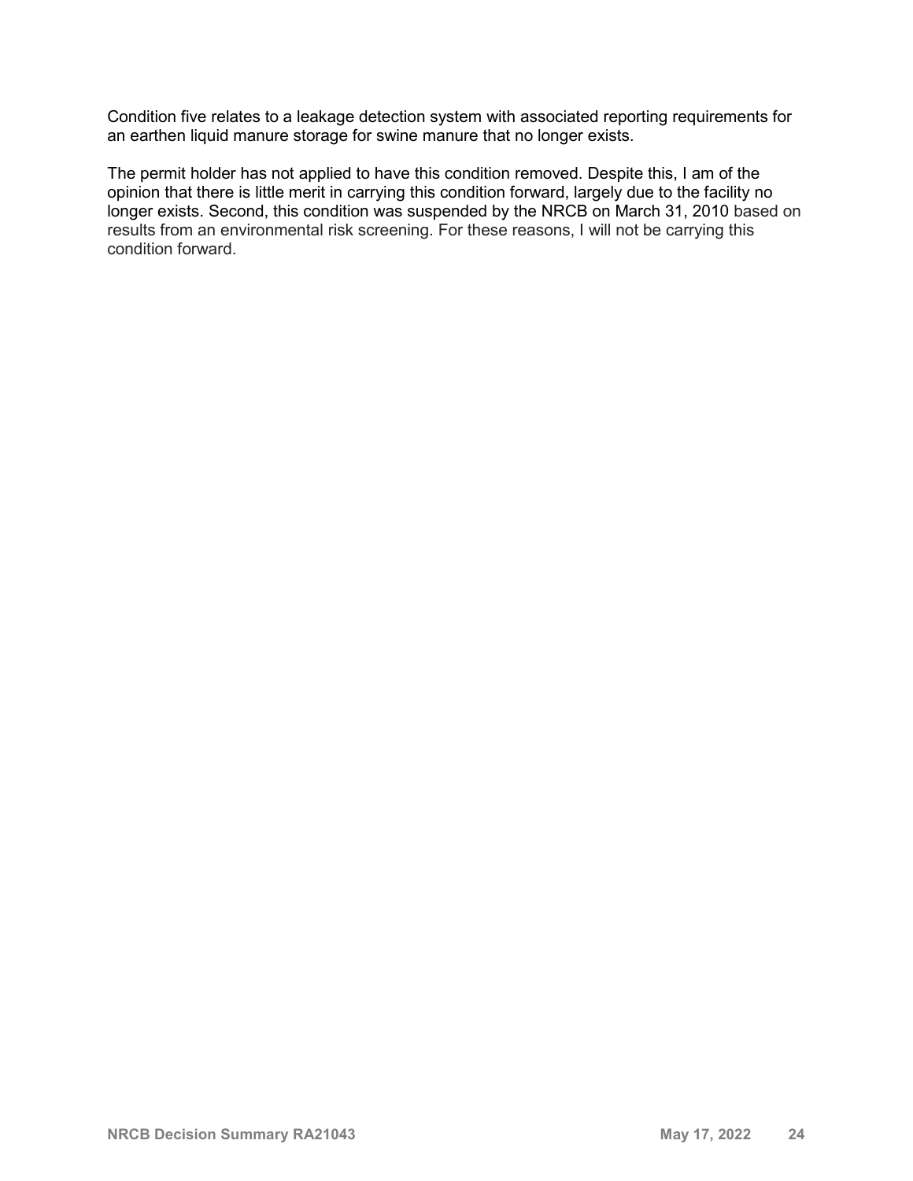Condition five relates to a leakage detection system with associated reporting requirements for an earthen liquid manure storage for swine manure that no longer exists.

The permit holder has not applied to have this condition removed. Despite this, I am of the opinion that there is little merit in carrying this condition forward, largely due to the facility no longer exists. Second, this condition was suspended by the NRCB on March 31, 2010 based on results from an environmental risk screening. For these reasons, I will not be carrying this condition forward.